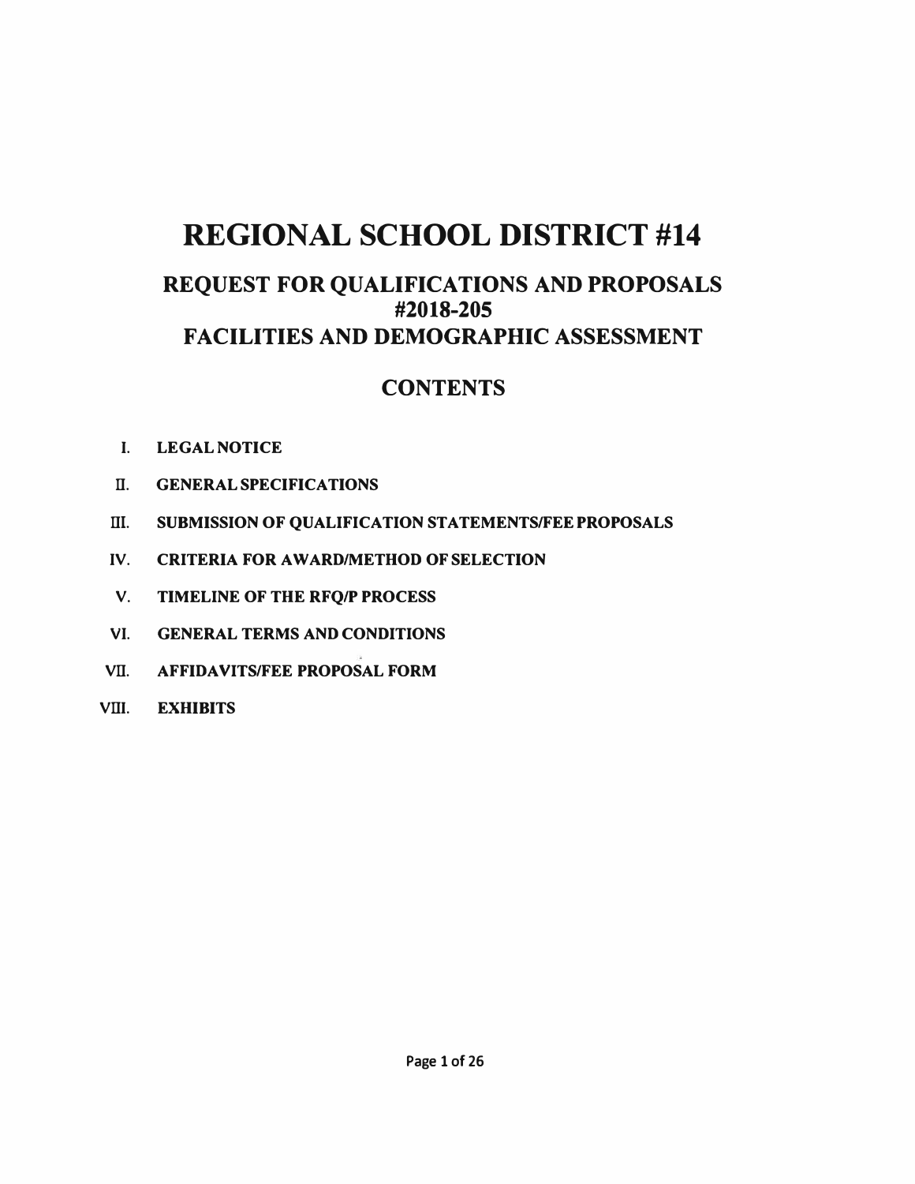# REGIONAL SCHOOL DISTRICT #14

## REQUEST FOR QUALIFICATIONS AND PROPOSALS
## #2018-205
## FACILITIES AND DEMOGRAPHIC ASSESSMENT

## CONTENTS

I. **LEGAL NOTICE**

II. **GENERAL SPECIFICATIONS**

III. **SUBMISSION OF QUALIFICATION STATEMENTS/FEE PROPOSALS**

IV. **CRITERIA FOR AWARD/METHOD OF SELECTION**

V. **TIMELINE OF THE RFQ/P PROCESS**

VI. **GENERAL TERMS AND CONDITIONS**

VII. **AFFIDAVITS/FEE PROPOSAL FORM**

VIII. **EXHIBITS**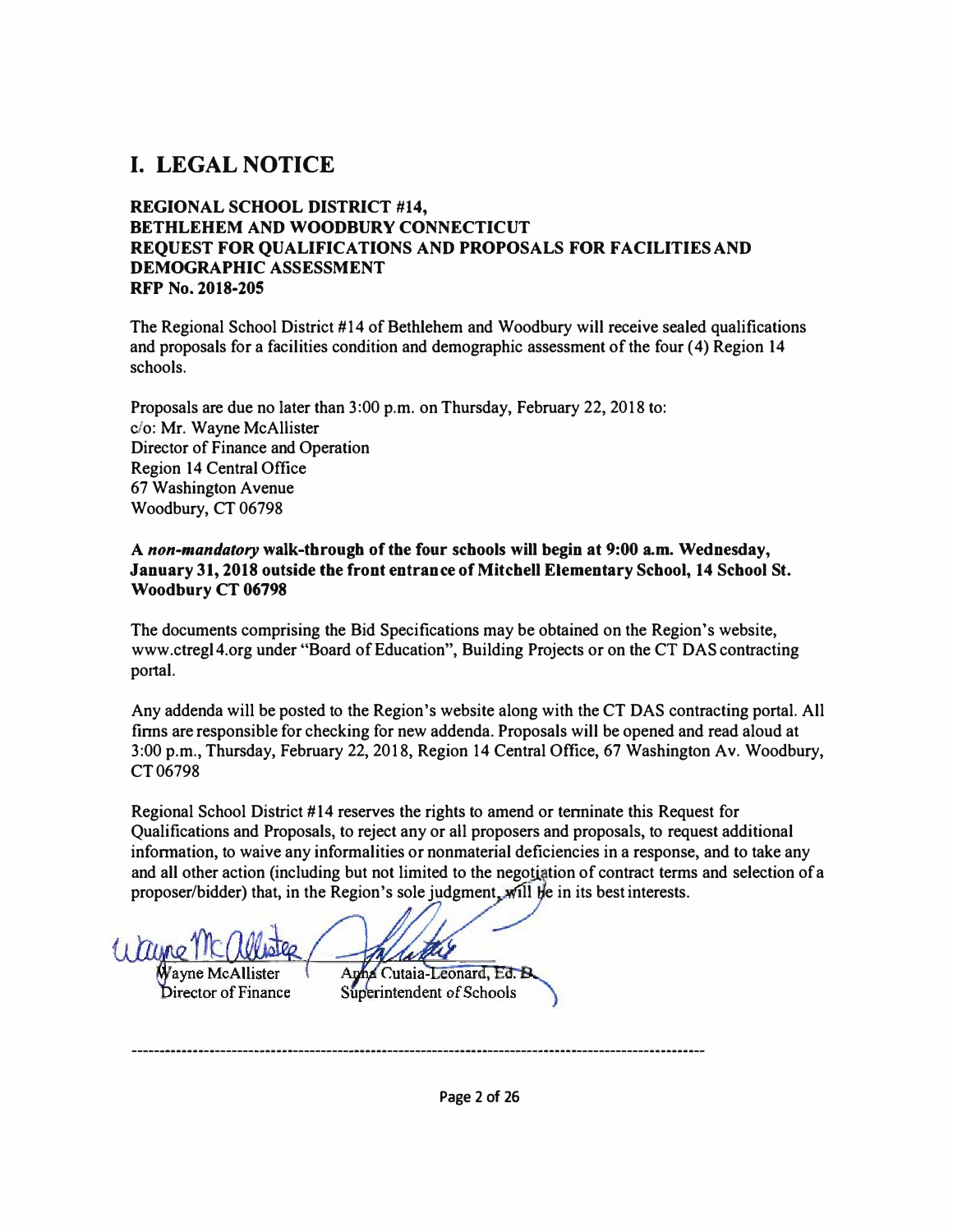# I. LEGAL NOTICE

**REGIONAL SCHOOL DISTRICT #14,**
**BETHLEHEM AND WOODBURY CONNECTICUT**
**REQUEST FOR QUALIFICATIONS AND PROPOSALS FOR FACILITIES AND DEMOGRAPHIC ASSESSMENT**
**RFP No. 2018-205**

The Regional School District #14 of Bethlehem and Woodbury will receive sealed qualifications and proposals for a facilities condition and demographic assessment of the four (4) Region 14 schools.

Proposals are due no later than 3:00 p.m. on Thursday, February 22, 2018 to:
c/o: Mr. Wayne McAllister
Director of Finance and Operation
Region 14 Central Office
67 Washington Avenue
Woodbury, CT 06798

**A *non-mandatory* walk-through of the four schools will begin at 9:00 a.m. Wednesday, January 31, 2018 outside the front entrance of Mitchell Elementary School, 14 School St. Woodbury CT 06798**

The documents comprising the Bid Specifications may be obtained on the Region's website, www.ctreg14.org under "Board of Education", Building Projects or on the CT DAS contracting portal.

Any addenda will be posted to the Region's website along with the CT DAS contracting portal. All firms are responsible for checking for new addenda. Proposals will be opened and read aloud at 3:00 p.m., Thursday, February 22, 2018, Region 14 Central Office, 67 Washington Av. Woodbury, CT 06798

Regional School District #14 reserves the rights to amend or terminate this Request for Qualifications and Proposals, to reject any or all proposers and proposals, to request additional information, to waive any informalities or nonmaterial deficiencies in a response, and to take any and all other action (including but not limited to the negotiation of contract terms and selection of a proposer/bidder) that, in the Region's sole judgment, will be in its best interests.

Wayne McAllister
Director of Finance

Anna Cutaia-Leonard, Ed. D.
Superintendent of Schools

---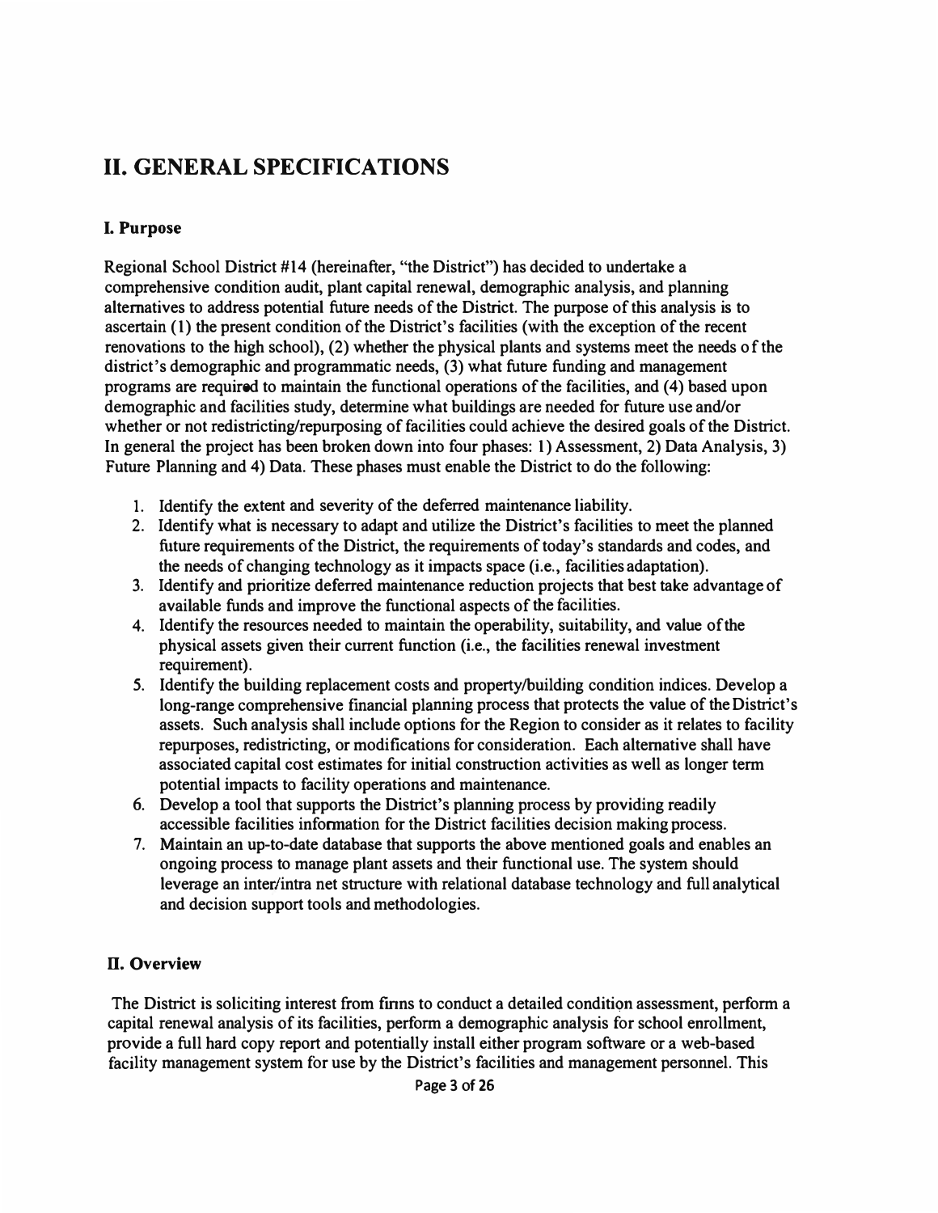# II. GENERAL SPECIFICATIONS

### I. Purpose

Regional School District #14 (hereinafter, "the District") has decided to undertake a comprehensive condition audit, plant capital renewal, demographic analysis, and planning alternatives to address potential future needs of the District. The purpose of this analysis is to ascertain (1) the present condition of the District's facilities (with the exception of the recent renovations to the high school), (2) whether the physical plants and systems meet the needs of the district's demographic and programmatic needs, (3) what future funding and management programs are required to maintain the functional operations of the facilities, and (4) based upon demographic and facilities study, determine what buildings are needed for future use and/or whether or not redistricting/repurposing of facilities could achieve the desired goals of the District. In general the project has been broken down into four phases: 1) Assessment, 2) Data Analysis, 3) Future Planning and 4) Data. These phases must enable the District to do the following:

1. Identify the extent and severity of the deferred maintenance liability.
2. Identify what is necessary to adapt and utilize the District's facilities to meet the planned future requirements of the District, the requirements of today's standards and codes, and the needs of changing technology as it impacts space (i.e., facilities adaptation).
3. Identify and prioritize deferred maintenance reduction projects that best take advantage of available funds and improve the functional aspects of the facilities.
4. Identify the resources needed to maintain the operability, suitability, and value of the physical assets given their current function (i.e., the facilities renewal investment requirement).
5. Identify the building replacement costs and property/building condition indices. Develop a long-range comprehensive financial planning process that protects the value of the District's assets. Such analysis shall include options for the Region to consider as it relates to facility repurposes, redistricting, or modifications for consideration. Each alternative shall have associated capital cost estimates for initial construction activities as well as longer term potential impacts to facility operations and maintenance.
6. Develop a tool that supports the District's planning process by providing readily accessible facilities information for the District facilities decision making process.
7. Maintain an up-to-date database that supports the above mentioned goals and enables an ongoing process to manage plant assets and their functional use. The system should leverage an inter/intra net structure with relational database technology and full analytical and decision support tools and methodologies.

### II. Overview

The District is soliciting interest from firms to conduct a detailed condition assessment, perform a capital renewal analysis of its facilities, perform a demographic analysis for school enrollment, provide a full hard copy report and potentially install either program software or a web-based facility management system for use by the District's facilities and management personnel. This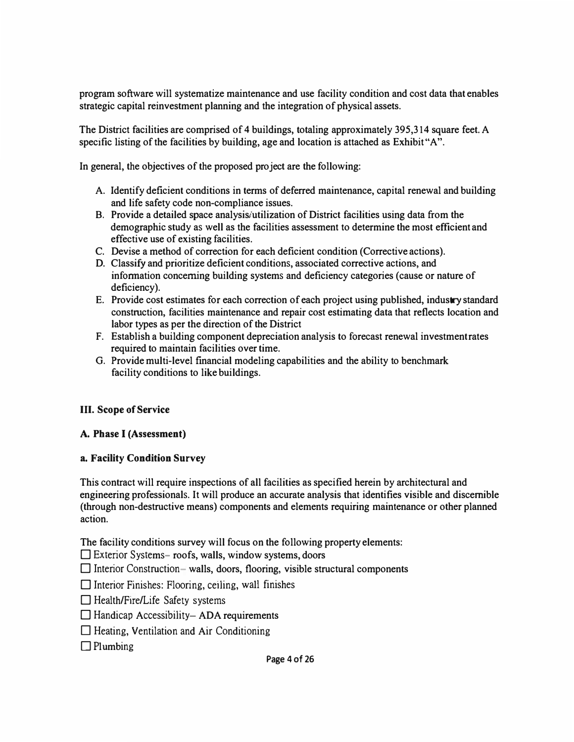program software will systematize maintenance and use facility condition and cost data that enables strategic capital reinvestment planning and the integration of physical assets.

The District facilities are comprised of 4 buildings, totaling approximately 395,314 square feet. A specific listing of the facilities by building, age and location is attached as Exhibit "A".

In general, the objectives of the proposed project are the following:

A. Identify deficient conditions in terms of deferred maintenance, capital renewal and building and life safety code non-compliance issues.
B. Provide a detailed space analysis/utilization of District facilities using data from the demographic study as well as the facilities assessment to determine the most efficient and effective use of existing facilities.
C. Devise a method of correction for each deficient condition (Corrective actions).
D. Classify and prioritize deficient conditions, associated corrective actions, and information concerning building systems and deficiency categories (cause or nature of deficiency).
E. Provide cost estimates for each correction of each project using published, industry standard construction, facilities maintenance and repair cost estimating data that reflects location and labor types as per the direction of the District
F. Establish a building component depreciation analysis to forecast renewal investment rates required to maintain facilities over time.
G. Provide multi-level financial modeling capabilities and the ability to benchmark facility conditions to like buildings.

### III. Scope of Service

#### A. Phase I (Assessment)

##### a. Facility Condition Survey

This contract will require inspections of all facilities as specified herein by architectural and engineering professionals. It will produce an accurate analysis that identifies visible and discernible (through non-destructive means) components and elements requiring maintenance or other planned action.

The facility conditions survey will focus on the following property elements:

☐ Exterior Systems– roofs, walls, window systems, doors

☐ Interior Construction– walls, doors, flooring, visible structural components

☐ Interior Finishes: Flooring, ceiling, wall finishes

☐ Health/Fire/Life Safety systems

☐ Handicap Accessibility– ADA requirements

☐ Heating, Ventilation and Air Conditioning

☐ Plumbing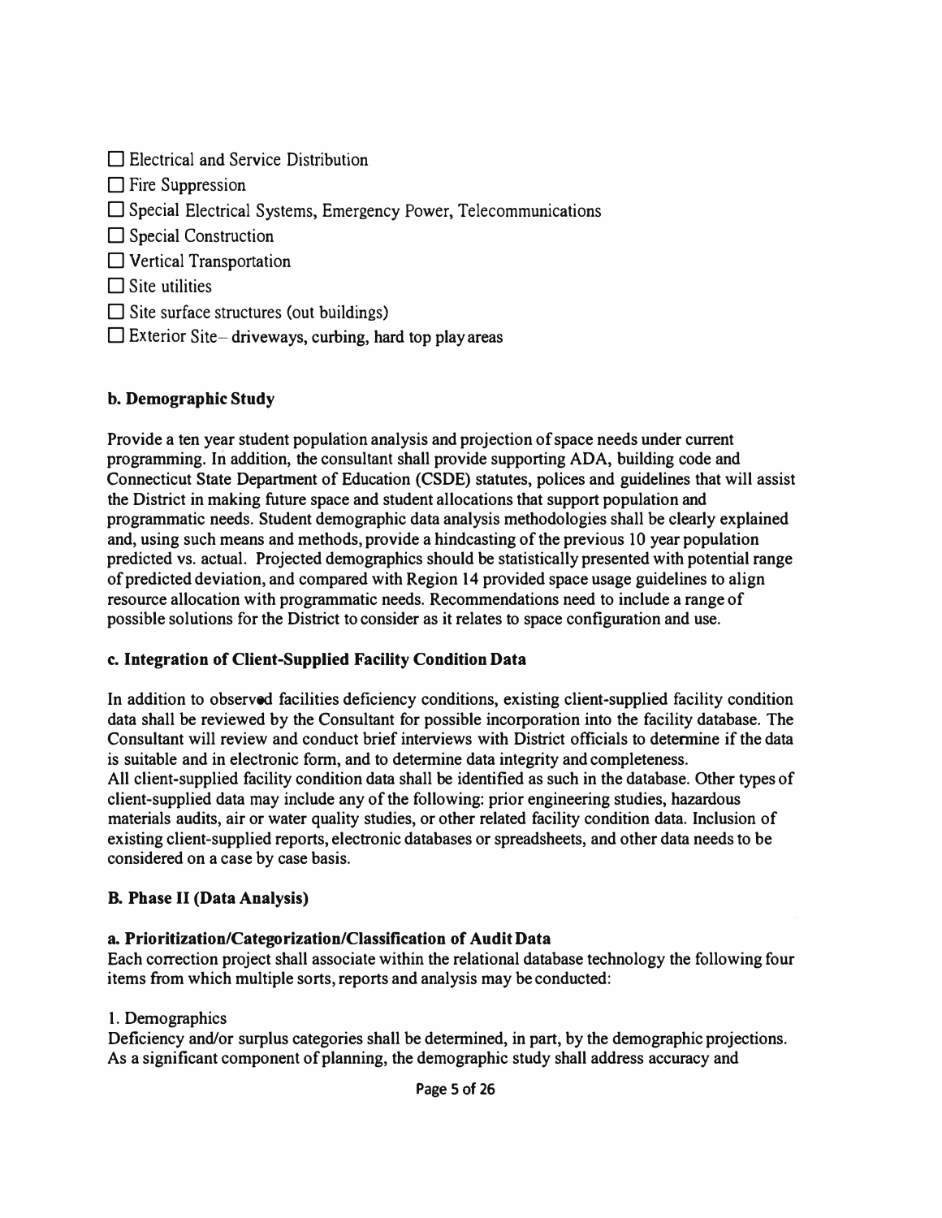- ☐ Electrical and Service Distribution
- ☐ Fire Suppression
- ☐ Special Electrical Systems, Emergency Power, Telecommunications
- ☐ Special Construction
- ☐ Vertical Transportation
- ☐ Site utilities
- ☐ Site surface structures (out buildings)
- ☐ Exterior Site– driveways, curbing, hard top play areas

### b. Demographic Study

Provide a ten year student population analysis and projection of space needs under current programming. In addition, the consultant shall provide supporting ADA, building code and Connecticut State Department of Education (CSDE) statutes, polices and guidelines that will assist the District in making future space and student allocations that support population and programmatic needs. Student demographic data analysis methodologies shall be clearly explained and, using such means and methods, provide a hindcasting of the previous 10 year population predicted vs. actual. Projected demographics should be statistically presented with potential range of predicted deviation, and compared with Region 14 provided space usage guidelines to align resource allocation with programmatic needs. Recommendations need to include a range of possible solutions for the District to consider as it relates to space configuration and use.

### c. Integration of Client-Supplied Facility Condition Data

In addition to observed facilities deficiency conditions, existing client-supplied facility condition data shall be reviewed by the Consultant for possible incorporation into the facility database. The Consultant will review and conduct brief interviews with District officials to determine if the data is suitable and in electronic form, and to determine data integrity and completeness.
All client-supplied facility condition data shall be identified as such in the database. Other types of client-supplied data may include any of the following: prior engineering studies, hazardous materials audits, air or water quality studies, or other related facility condition data. Inclusion of existing client-supplied reports, electronic databases or spreadsheets, and other data needs to be considered on a case by case basis.

## B. Phase II (Data Analysis)

### a. Prioritization/Categorization/Classification of Audit Data

Each correction project shall associate within the relational database technology the following four items from which multiple sorts, reports and analysis may be conducted:

1. Demographics

Deficiency and/or surplus categories shall be determined, in part, by the demographic projections. As a significant component of planning, the demographic study shall address accuracy and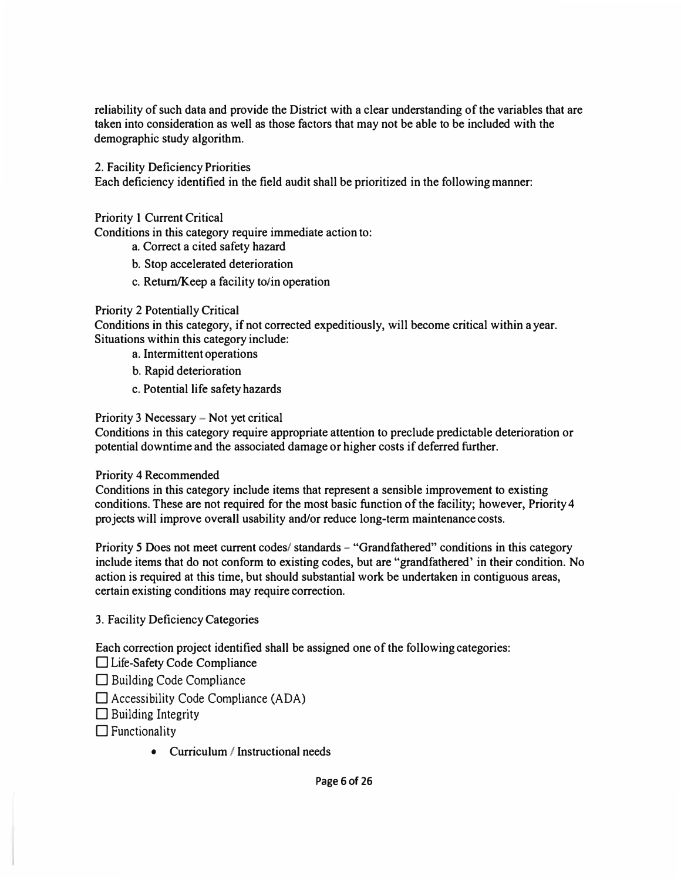reliability of such data and provide the District with a clear understanding of the variables that are taken into consideration as well as those factors that may not be able to be included with the demographic study algorithm.

2. Facility Deficiency Priorities

Each deficiency identified in the field audit shall be prioritized in the following manner:

Priority 1 Current Critical

Conditions in this category require immediate action to:

a. Correct a cited safety hazard

b. Stop accelerated deterioration

c. Return/Keep a facility to/in operation

Priority 2 Potentially Critical

Conditions in this category, if not corrected expeditiously, will become critical within a year. Situations within this category include:

a. Intermittent operations

b. Rapid deterioration

c. Potential life safety hazards

Priority 3 Necessary – Not yet critical

Conditions in this category require appropriate attention to preclude predictable deterioration or potential downtime and the associated damage or higher costs if deferred further.

Priority 4 Recommended

Conditions in this category include items that represent a sensible improvement to existing conditions. These are not required for the most basic function of the facility; however, Priority 4 projects will improve overall usability and/or reduce long-term maintenance costs.

Priority 5 Does not meet current codes/ standards – "Grandfathered" conditions in this category include items that do not conform to existing codes, but are "grandfathered' in their condition. No action is required at this time, but should substantial work be undertaken in contiguous areas, certain existing conditions may require correction.

3. Facility Deficiency Categories

Each correction project identified shall be assigned one of the following categories:

☐ Life-Safety Code Compliance

☐ Building Code Compliance

☐ Accessibility Code Compliance (ADA)

☐ Building Integrity

☐ Functionality

- Curriculum / Instructional needs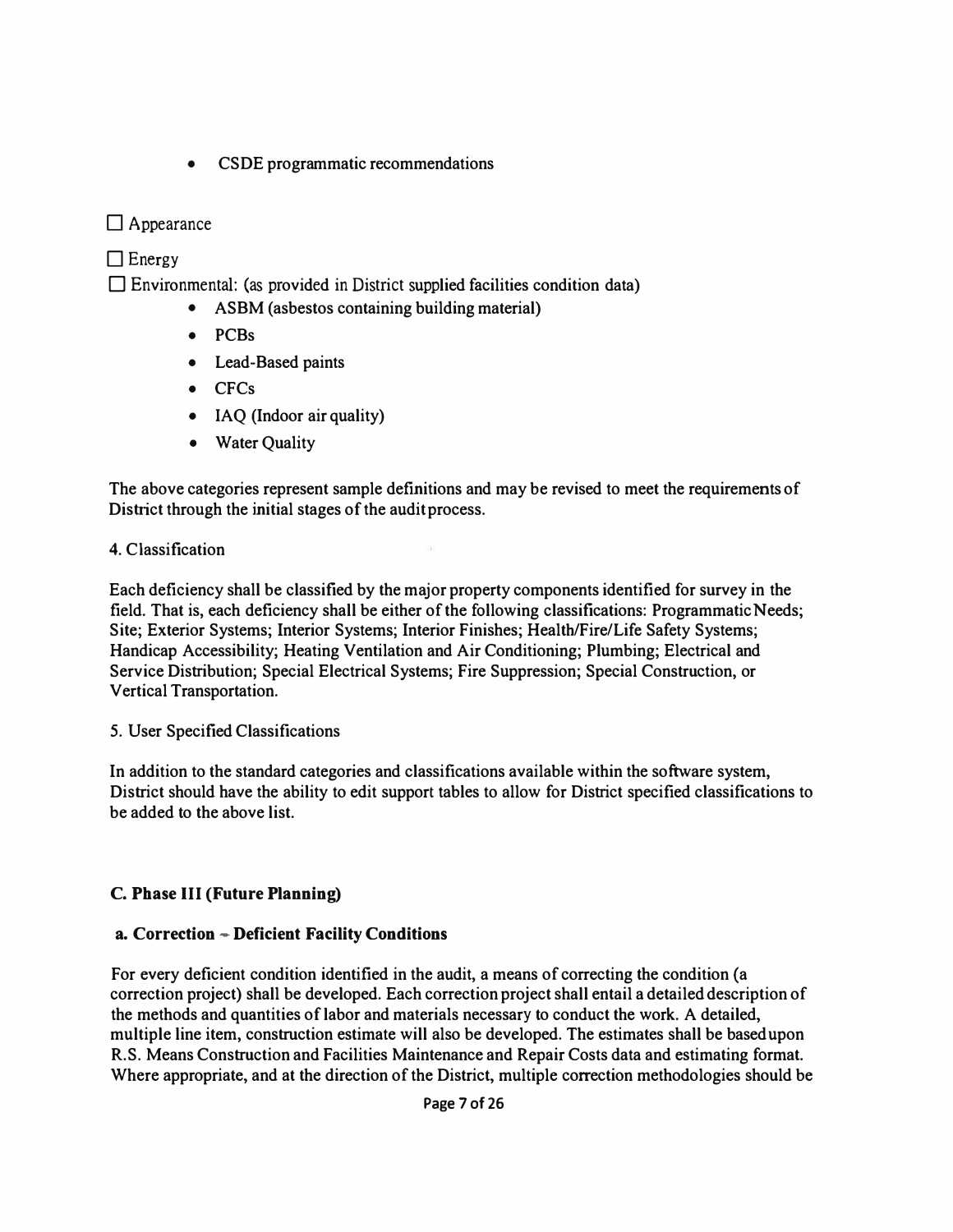- CSDE programmatic recommendations

☐ Appearance

☐ Energy

☐ Environmental: (as provided in District supplied facilities condition data)

- ASBM (asbestos containing building material)
- PCBs
- Lead-Based paints
- CFCs
- IAQ (Indoor air quality)
- Water Quality

The above categories represent sample definitions and may be revised to meet the requirements of District through the initial stages of the audit process.

4. Classification

Each deficiency shall be classified by the major property components identified for survey in the field. That is, each deficiency shall be either of the following classifications: Programmatic Needs; Site; Exterior Systems; Interior Systems; Interior Finishes; Health/Fire/Life Safety Systems; Handicap Accessibility; Heating Ventilation and Air Conditioning; Plumbing; Electrical and Service Distribution; Special Electrical Systems; Fire Suppression; Special Construction, or Vertical Transportation.

5. User Specified Classifications

In addition to the standard categories and classifications available within the software system, District should have the ability to edit support tables to allow for District specified classifications to be added to the above list.

**C. Phase III (Future Planning)**

**a. Correction – Deficient Facility Conditions**

For every deficient condition identified in the audit, a means of correcting the condition (a correction project) shall be developed. Each correction project shall entail a detailed description of the methods and quantities of labor and materials necessary to conduct the work. A detailed, multiple line item, construction estimate will also be developed. The estimates shall be based upon R.S. Means Construction and Facilities Maintenance and Repair Costs data and estimating format. Where appropriate, and at the direction of the District, multiple correction methodologies should be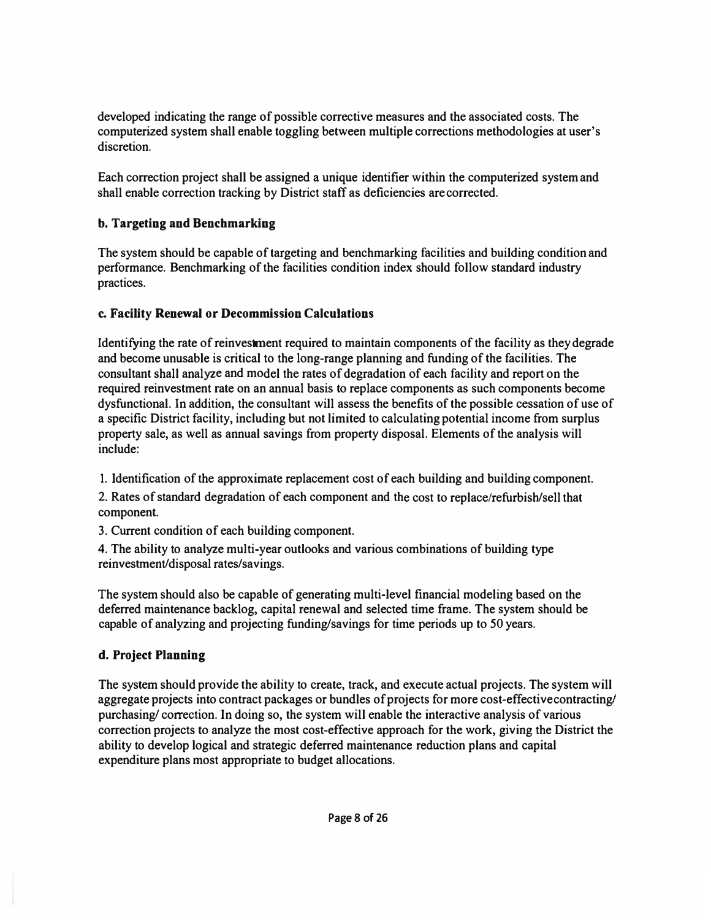developed indicating the range of possible corrective measures and the associated costs. The computerized system shall enable toggling between multiple corrections methodologies at user's discretion.

Each correction project shall be assigned a unique identifier within the computerized system and shall enable correction tracking by District staff as deficiencies are corrected.

### b. Targeting and Benchmarking

The system should be capable of targeting and benchmarking facilities and building condition and performance. Benchmarking of the facilities condition index should follow standard industry practices.

### c. Facility Renewal or Decommission Calculations

Identifying the rate of reinvestment required to maintain components of the facility as they degrade and become unusable is critical to the long-range planning and funding of the facilities. The consultant shall analyze and model the rates of degradation of each facility and report on the required reinvestment rate on an annual basis to replace components as such components become dysfunctional. In addition, the consultant will assess the benefits of the possible cessation of use of a specific District facility, including but not limited to calculating potential income from surplus property sale, as well as annual savings from property disposal. Elements of the analysis will include:

1. Identification of the approximate replacement cost of each building and building component.
2. Rates of standard degradation of each component and the cost to replace/refurbish/sell that component.
3. Current condition of each building component.
4. The ability to analyze multi-year outlooks and various combinations of building type reinvestment/disposal rates/savings.

The system should also be capable of generating multi-level financial modeling based on the deferred maintenance backlog, capital renewal and selected time frame. The system should be capable of analyzing and projecting funding/savings for time periods up to 50 years.

### d. Project Planning

The system should provide the ability to create, track, and execute actual projects. The system will aggregate projects into contract packages or bundles of projects for more cost-effective contracting/ purchasing/ correction. In doing so, the system will enable the interactive analysis of various correction projects to analyze the most cost-effective approach for the work, giving the District the ability to develop logical and strategic deferred maintenance reduction plans and capital expenditure plans most appropriate to budget allocations.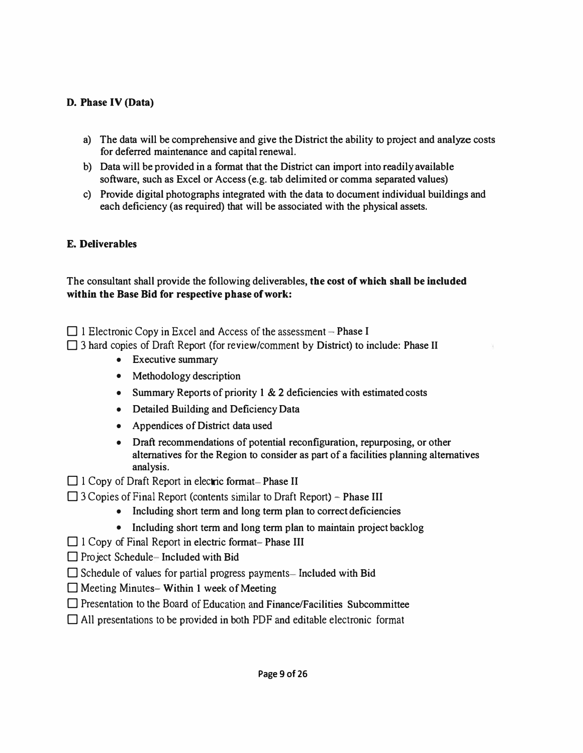### D. Phase IV (Data)

a) The data will be comprehensive and give the District the ability to project and analyze costs for deferred maintenance and capital renewal.

b) Data will be provided in a format that the District can import into readily available software, such as Excel or Access (e.g. tab delimited or comma separated values)

c) Provide digital photographs integrated with the data to document individual buildings and each deficiency (as required) that will be associated with the physical assets.

### E. Deliverables

The consultant shall provide the following deliverables, **the cost of which shall be included within the Base Bid for respective phase of work:**

☐ 1 Electronic Copy in Excel and Access of the assessment – **Phase I**

☐ 3 hard copies of Draft Report (for review/comment by District) to include: **Phase II**

- Executive summary
- Methodology description
- Summary Reports of priority 1 & 2 deficiencies with estimated costs
- Detailed Building and Deficiency Data
- Appendices of District data used
- Draft recommendations of potential reconfiguration, repurposing, or other alternatives for the Region to consider as part of a facilities planning alternatives analysis.

☐ 1 Copy of Draft Report in electric format– **Phase II**

☐ 3 Copies of Final Report (contents similar to Draft Report) – **Phase III**

- Including short term and long term plan to correct deficiencies
- Including short term and long term plan to maintain project backlog

☐ 1 Copy of Final Report in electric format– **Phase III**

☐ Project Schedule– **Included with Bid**

☐ Schedule of values for partial progress payments– **Included with Bid**

☐ Meeting Minutes– **Within 1 week of Meeting**

☐ Presentation to the Board of Education and **Finance/Facilities Subcommittee**

☐ All presentations to be provided in both PDF and editable electronic format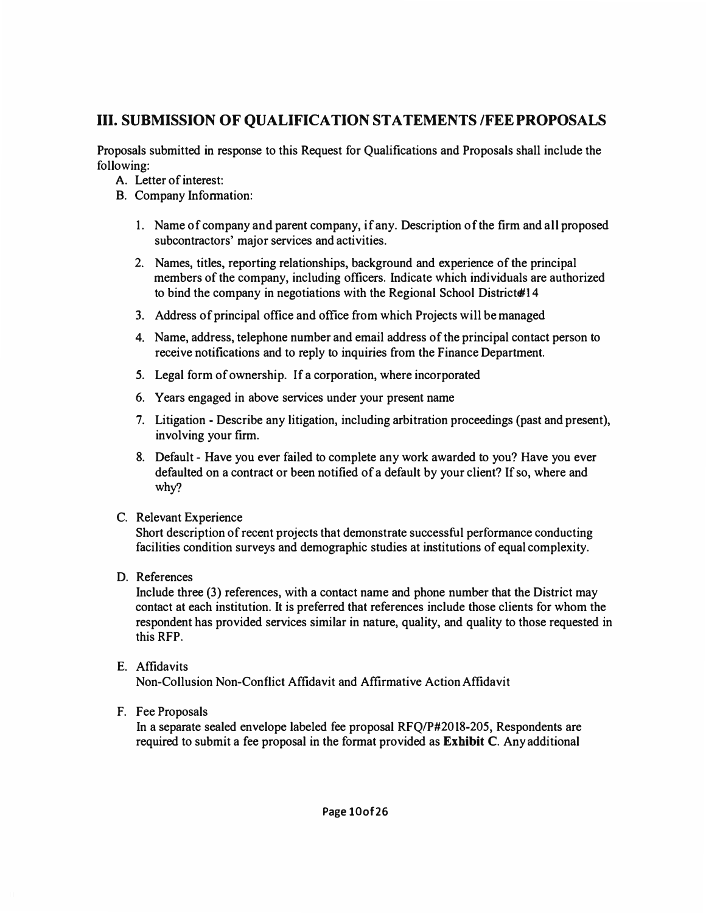## III. SUBMISSION OF QUALIFICATION STATEMENTS /FEE PROPOSALS

Proposals submitted in response to this Request for Qualifications and Proposals shall include the following:

A. Letter of interest:

B. Company Information:

1. Name of company and parent company, if any. Description of the firm and all proposed subcontractors' major services and activities.
2. Names, titles, reporting relationships, background and experience of the principal members of the company, including officers. Indicate which individuals are authorized to bind the company in negotiations with the Regional School District#14
3. Address of principal office and office from which Projects will be managed
4. Name, address, telephone number and email address of the principal contact person to receive notifications and to reply to inquiries from the Finance Department.
5. Legal form of ownership. If a corporation, where incorporated
6. Years engaged in above services under your present name
7. Litigation - Describe any litigation, including arbitration proceedings (past and present), involving your firm.
8. Default - Have you ever failed to complete any work awarded to you? Have you ever defaulted on a contract or been notified of a default by your client? If so, where and why?

C. Relevant Experience
Short description of recent projects that demonstrate successful performance conducting facilities condition surveys and demographic studies at institutions of equal complexity.

D. References
Include three (3) references, with a contact name and phone number that the District may contact at each institution. It is preferred that references include those clients for whom the respondent has provided services similar in nature, quality, and quality to those requested in this RFP.

E. Affidavits
Non-Collusion Non-Conflict Affidavit and Affirmative Action Affidavit

F. Fee Proposals
In a separate sealed envelope labeled fee proposal RFQ/P#2018-205, Respondents are required to submit a fee proposal in the format provided as **Exhibit C**. Any additional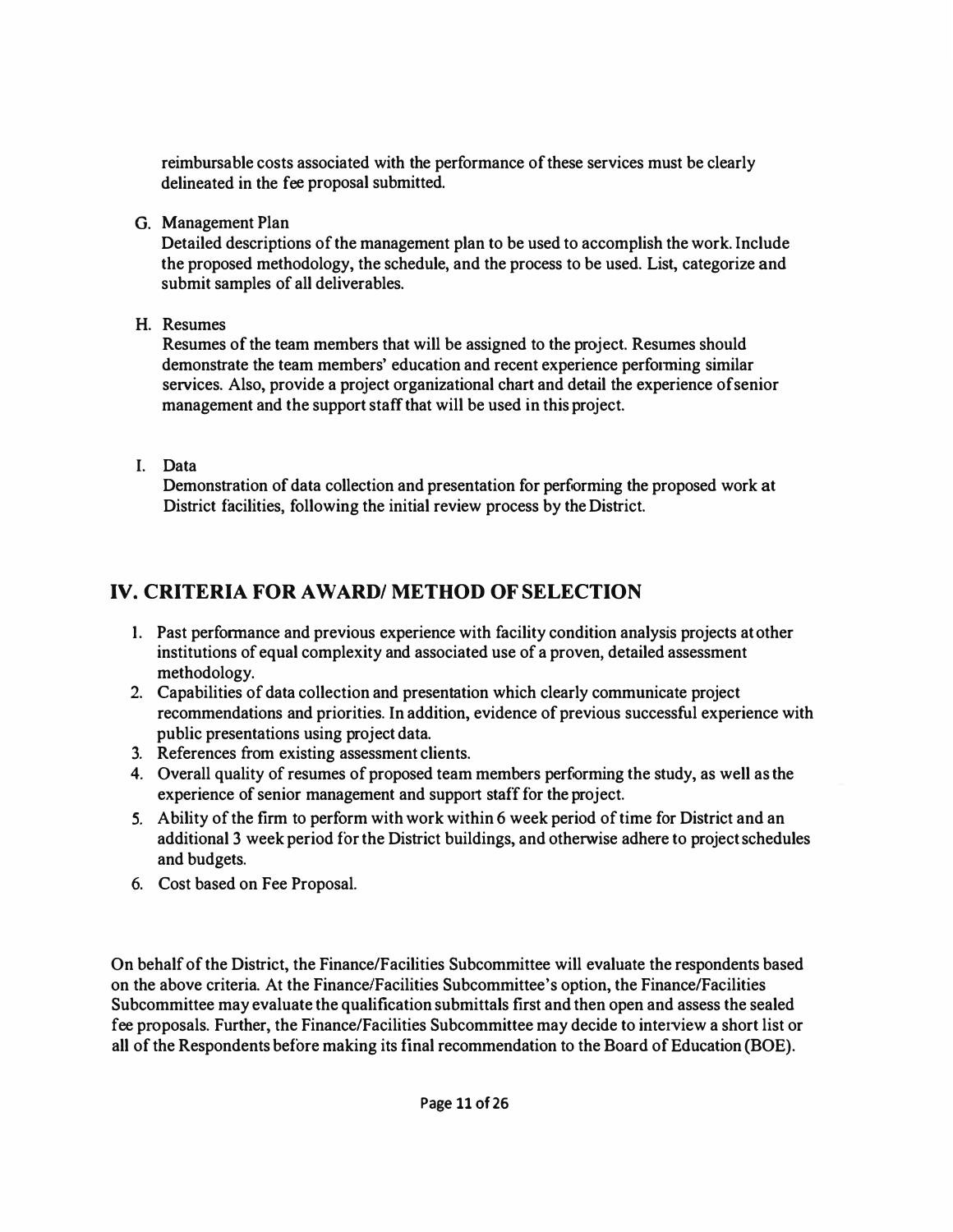reimbursable costs associated with the performance of these services must be clearly delineated in the fee proposal submitted.

G. Management Plan
   Detailed descriptions of the management plan to be used to accomplish the work. Include the proposed methodology, the schedule, and the process to be used. List, categorize and submit samples of all deliverables.

H. Resumes
   Resumes of the team members that will be assigned to the project. Resumes should demonstrate the team members' education and recent experience performing similar services. Also, provide a project organizational chart and detail the experience of senior management and the support staff that will be used in this project.

I. Data
   Demonstration of data collection and presentation for performing the proposed work at District facilities, following the initial review process by the District.

## IV. CRITERIA FOR AWARD/ METHOD OF SELECTION

1. Past performance and previous experience with facility condition analysis projects at other institutions of equal complexity and associated use of a proven, detailed assessment methodology.
2. Capabilities of data collection and presentation which clearly communicate project recommendations and priorities. In addition, evidence of previous successful experience with public presentations using project data.
3. References from existing assessment clients.
4. Overall quality of resumes of proposed team members performing the study, as well as the experience of senior management and support staff for the project.
5. Ability of the firm to perform with work within 6 week period of time for District and an additional 3 week period for the District buildings, and otherwise adhere to project schedules and budgets.
6. Cost based on Fee Proposal.

On behalf of the District, the Finance/Facilities Subcommittee will evaluate the respondents based on the above criteria. At the Finance/Facilities Subcommittee's option, the Finance/Facilities Subcommittee may evaluate the qualification submittals first and then open and assess the sealed fee proposals. Further, the Finance/Facilities Subcommittee may decide to interview a short list or all of the Respondents before making its final recommendation to the Board of Education (BOE).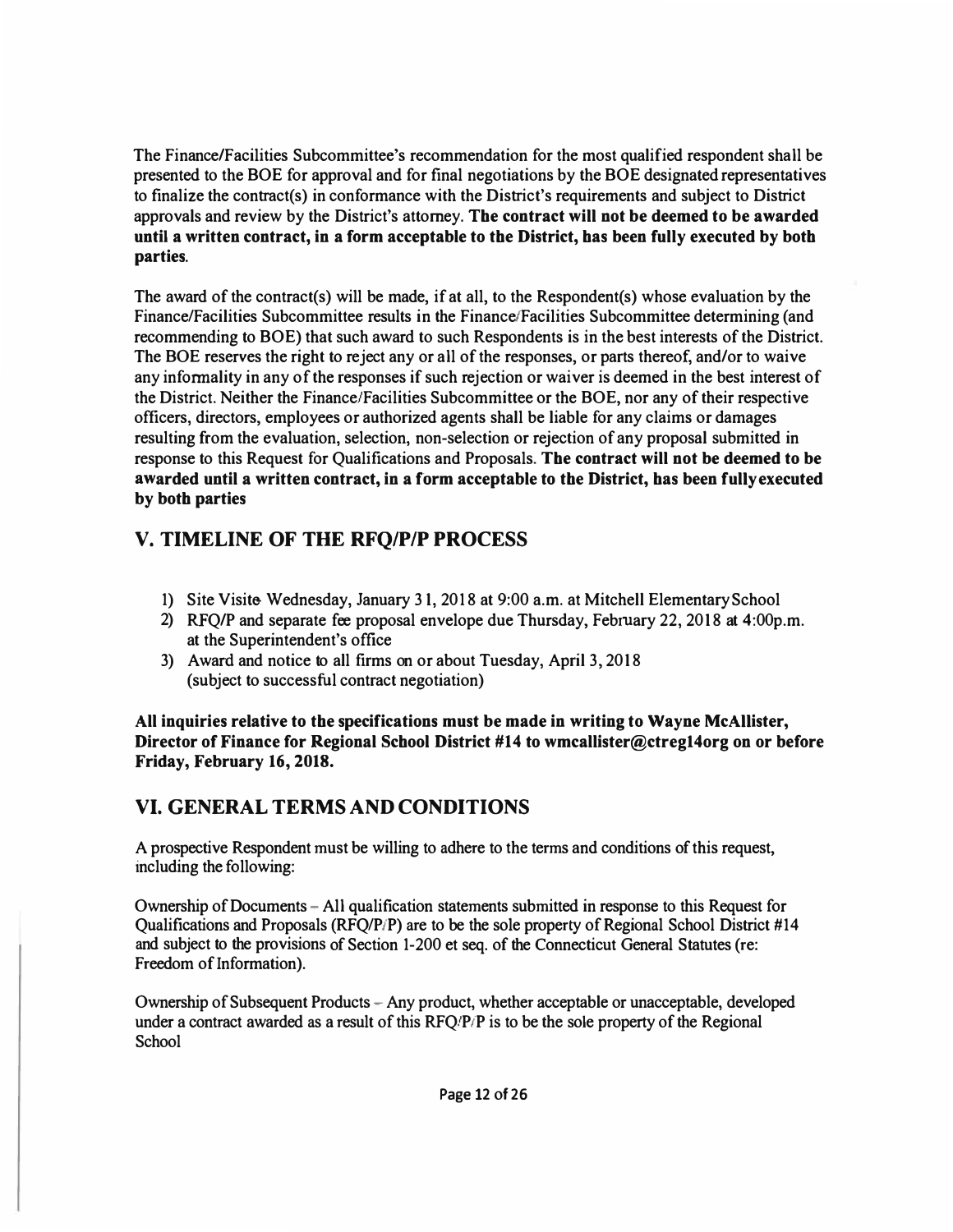The Finance/Facilities Subcommittee's recommendation for the most qualified respondent shall be presented to the BOE for approval and for final negotiations by the BOE designated representatives to finalize the contract(s) in conformance with the District's requirements and subject to District approvals and review by the District's attorney. **The contract will not be deemed to be awarded until a written contract, in a form acceptable to the District, has been fully executed by both parties.**

The award of the contract(s) will be made, if at all, to the Respondent(s) whose evaluation by the Finance/Facilities Subcommittee results in the Finance/Facilities Subcommittee determining (and recommending to BOE) that such award to such Respondents is in the best interests of the District. The BOE reserves the right to reject any or all of the responses, or parts thereof, and/or to waive any informality in any of the responses if such rejection or waiver is deemed in the best interest of the District. Neither the Finance/Facilities Subcommittee or the BOE, nor any of their respective officers, directors, employees or authorized agents shall be liable for any claims or damages resulting from the evaluation, selection, non-selection or rejection of any proposal submitted in response to this Request for Qualifications and Proposals. **The contract will not be deemed to be awarded until a written contract, in a form acceptable to the District, has been fully executed by both parties**

## V. TIMELINE OF THE RFQ/P/P PROCESS

1) Site Visit Wednesday, January 31, 2018 at 9:00 a.m. at Mitchell Elementary School
2) RFQ/P and separate fee proposal envelope due Thursday, February 22, 2018 at 4:00p.m. at the Superintendent's office
3) Award and notice to all firms on or about Tuesday, April 3, 2018 (subject to successful contract negotiation)

**All inquiries relative to the specifications must be made in writing to Wayne McAllister, Director of Finance for Regional School District #14 to wmcallister@ctreg14org on or before Friday, February 16, 2018.**

## VI. GENERAL TERMS AND CONDITIONS

A prospective Respondent must be willing to adhere to the terms and conditions of this request, including the following:

Ownership of Documents – All qualification statements submitted in response to this Request for Qualifications and Proposals (RFQ/P/P) are to be the sole property of Regional School District #14 and subject to the provisions of Section 1-200 et seq. of the Connecticut General Statutes (re: Freedom of Information).

Ownership of Subsequent Products – Any product, whether acceptable or unacceptable, developed under a contract awarded as a result of this RFQ/P/P is to be the sole property of the Regional School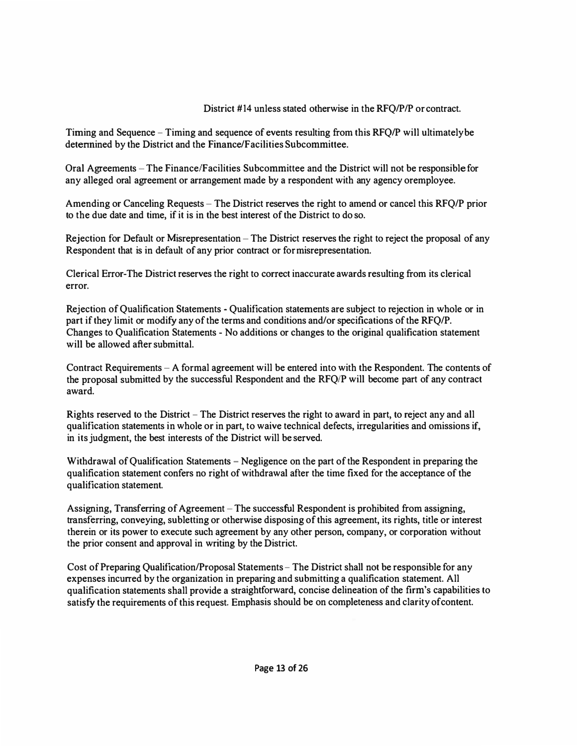District #14 unless stated otherwise in the RFQ/P/P or contract.

Timing and Sequence – Timing and sequence of events resulting from this RFQ/P will ultimately be determined by the District and the Finance/Facilities Subcommittee.

Oral Agreements – The Finance/Facilities Subcommittee and the District will not be responsible for any alleged oral agreement or arrangement made by a respondent with any agency or employee.

Amending or Canceling Requests – The District reserves the right to amend or cancel this RFQ/P prior to the due date and time, if it is in the best interest of the District to do so.

Rejection for Default or Misrepresentation – The District reserves the right to reject the proposal of any Respondent that is in default of any prior contract or for misrepresentation.

Clerical Error-The District reserves the right to correct inaccurate awards resulting from its clerical error.

Rejection of Qualification Statements - Qualification statements are subject to rejection in whole or in part if they limit or modify any of the terms and conditions and/or specifications of the RFQ/P.
Changes to Qualification Statements - No additions or changes to the original qualification statement will be allowed after submittal.

Contract Requirements – A formal agreement will be entered into with the Respondent. The contents of the proposal submitted by the successful Respondent and the RFQ/P will become part of any contract award.

Rights reserved to the District – The District reserves the right to award in part, to reject any and all qualification statements in whole or in part, to waive technical defects, irregularities and omissions if, in its judgment, the best interests of the District will be served.

Withdrawal of Qualification Statements – Negligence on the part of the Respondent in preparing the qualification statement confers no right of withdrawal after the time fixed for the acceptance of the qualification statement.

Assigning, Transferring of Agreement – The successful Respondent is prohibited from assigning, transferring, conveying, subletting or otherwise disposing of this agreement, its rights, title or interest therein or its power to execute such agreement by any other person, company, or corporation without the prior consent and approval in writing by the District.

Cost of Preparing Qualification/Proposal Statements – The District shall not be responsible for any expenses incurred by the organization in preparing and submitting a qualification statement. All qualification statements shall provide a straightforward, concise delineation of the firm's capabilities to satisfy the requirements of this request. Emphasis should be on completeness and clarity of content.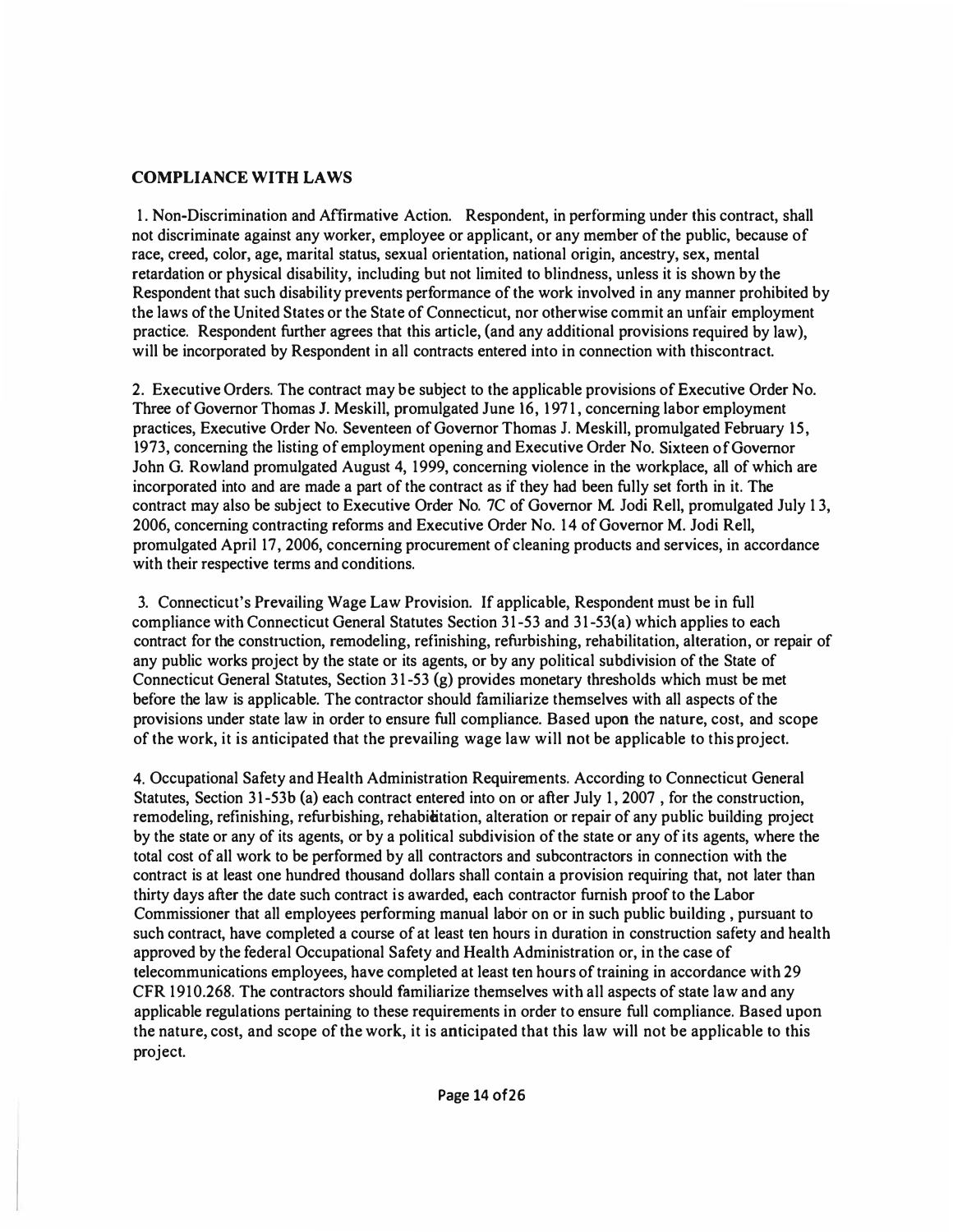## COMPLIANCE WITH LAWS

1. Non-Discrimination and Affirmative Action. Respondent, in performing under this contract, shall not discriminate against any worker, employee or applicant, or any member of the public, because of race, creed, color, age, marital status, sexual orientation, national origin, ancestry, sex, mental retardation or physical disability, including but not limited to blindness, unless it is shown by the Respondent that such disability prevents performance of the work involved in any manner prohibited by the laws of the United States or the State of Connecticut, nor otherwise commit an unfair employment practice. Respondent further agrees that this article, (and any additional provisions required by law), will be incorporated by Respondent in all contracts entered into in connection with thiscontract.

2. Executive Orders. The contract may be subject to the applicable provisions of Executive Order No. Three of Governor Thomas J. Meskill, promulgated June 16, 1971, concerning labor employment practices, Executive Order No. Seventeen of Governor Thomas J. Meskill, promulgated February 15, 1973, concerning the listing of employment opening and Executive Order No. Sixteen of Governor John G. Rowland promulgated August 4, 1999, concerning violence in the workplace, all of which are incorporated into and are made a part of the contract as if they had been fully set forth in it. The contract may also be subject to Executive Order No. 7C of Governor M. Jodi Rell, promulgated July 13, 2006, concerning contracting reforms and Executive Order No. 14 of Governor M. Jodi Rell, promulgated April 17, 2006, concerning procurement of cleaning products and services, in accordance with their respective terms and conditions.

3. Connecticut's Prevailing Wage Law Provision. If applicable, Respondent must be in full compliance with Connecticut General Statutes Section 31-53 and 31-53(a) which applies to each contract for the construction, remodeling, refinishing, refurbishing, rehabilitation, alteration, or repair of any public works project by the state or its agents, or by any political subdivision of the State of Connecticut General Statutes, Section 31-53 (g) provides monetary thresholds which must be met before the law is applicable. The contractor should familiarize themselves with all aspects of the provisions under state law in order to ensure full compliance. Based upon the nature, cost, and scope of the work, it is anticipated that the prevailing wage law will not be applicable to this project.

4. Occupational Safety and Health Administration Requirements. According to Connecticut General Statutes, Section 31-53b (a) each contract entered into on or after July 1, 2007 , for the construction, remodeling, refinishing, refurbishing, rehabilitation, alteration or repair of any public building project by the state or any of its agents, or by a political subdivision of the state or any of its agents, where the total cost of all work to be performed by all contractors and subcontractors in connection with the contract is at least one hundred thousand dollars shall contain a provision requiring that, not later than thirty days after the date such contract is awarded, each contractor furnish proof to the Labor Commissioner that all employees performing manual labor on or in such public building , pursuant to such contract, have completed a course of at least ten hours in duration in construction safety and health approved by the federal Occupational Safety and Health Administration or, in the case of telecommunications employees, have completed at least ten hours of training in accordance with 29 CFR 1910.268. The contractors should familiarize themselves with all aspects of state law and any applicable regulations pertaining to these requirements in order to ensure full compliance. Based upon the nature, cost, and scope of the work, it is anticipated that this law will not be applicable to this project.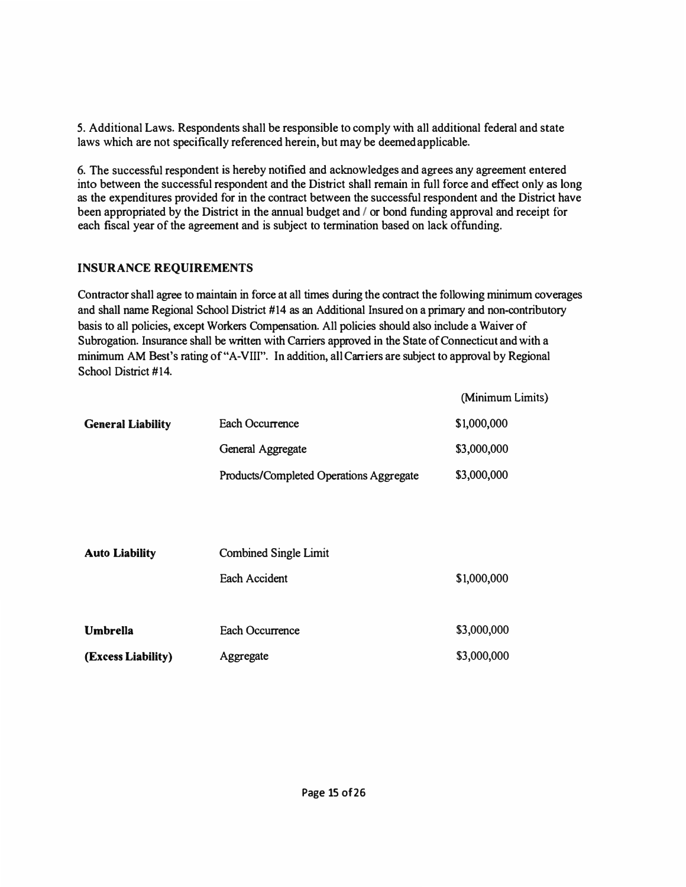5. Additional Laws. Respondents shall be responsible to comply with all additional federal and state laws which are not specifically referenced herein, but may be deemed applicable.

6. The successful respondent is hereby notified and acknowledges and agrees any agreement entered into between the successful respondent and the District shall remain in full force and effect only as long as the expenditures provided for in the contract between the successful respondent and the District have been appropriated by the District in the annual budget and / or bond funding approval and receipt for each fiscal year of the agreement and is subject to termination based on lack offunding.

## INSURANCE REQUIREMENTS

Contractor shall agree to maintain in force at all times during the contract the following minimum coverages and shall name Regional School District #14 as an Additional Insured on a primary and non-contributory basis to all policies, except Workers Compensation. All policies should also include a Waiver of Subrogation. Insurance shall be written with Carriers approved in the State of Connecticut and with a minimum AM Best's rating of "A-VIII". In addition, all Carriers are subject to approval by Regional School District #14.

| | | (Minimum Limits) |
|---|---|---|
| **General Liability** | Each Occurrence | $1,000,000 |
| | General Aggregate | $3,000,000 |
| | Products/Completed Operations Aggregate | $3,000,000 |
| **Auto Liability** | Combined Single Limit | |
| | Each Accident | $1,000,000 |
| **Umbrella** | Each Occurrence | $3,000,000 |
| **(Excess Liability)** | Aggregate | $3,000,000 |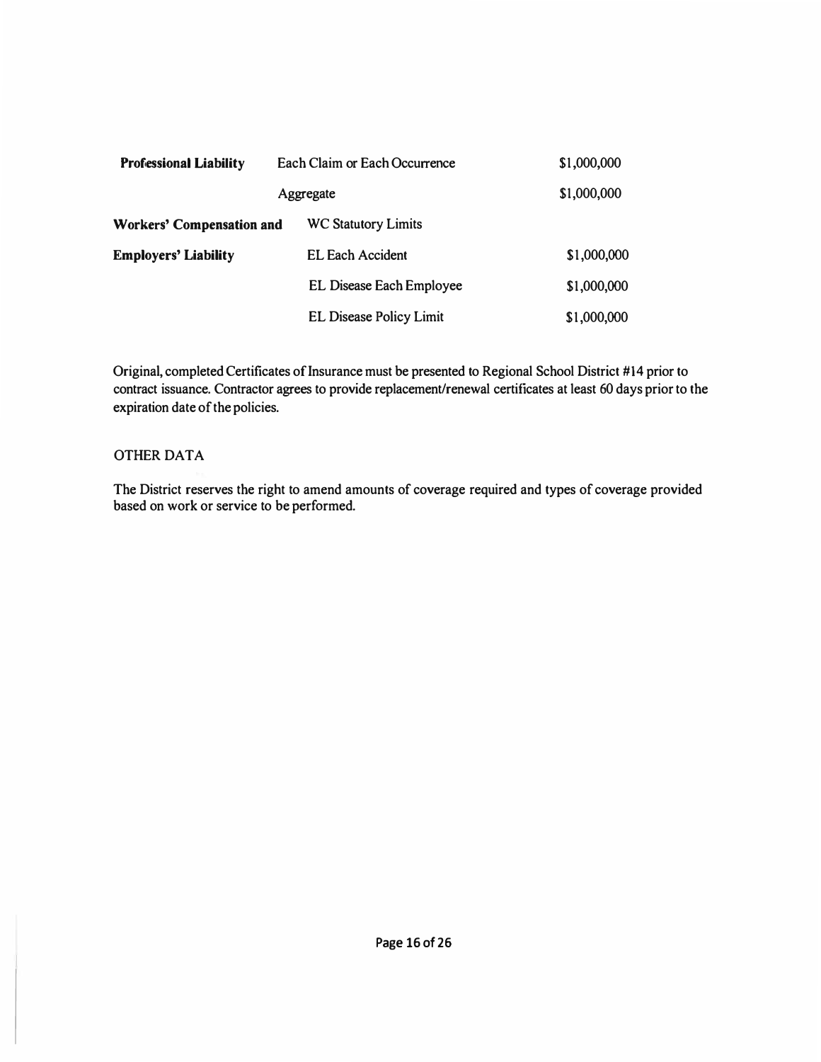| | | |
|---|---|---|
| **Professional Liability** | Each Claim or Each Occurrence | $1,000,000 |
| | Aggregate | $1,000,000 |
| **Workers' Compensation and** | WC Statutory Limits | |
| **Employers' Liability** | EL Each Accident | $1,000,000 |
| | EL Disease Each Employee | $1,000,000 |
| | EL Disease Policy Limit | $1,000,000 |

Original, completed Certificates of Insurance must be presented to Regional School District #14 prior to contract issuance. Contractor agrees to provide replacement/renewal certificates at least 60 days prior to the expiration date of the policies.

OTHER DATA

The District reserves the right to amend amounts of coverage required and types of coverage provided based on work or service to be performed.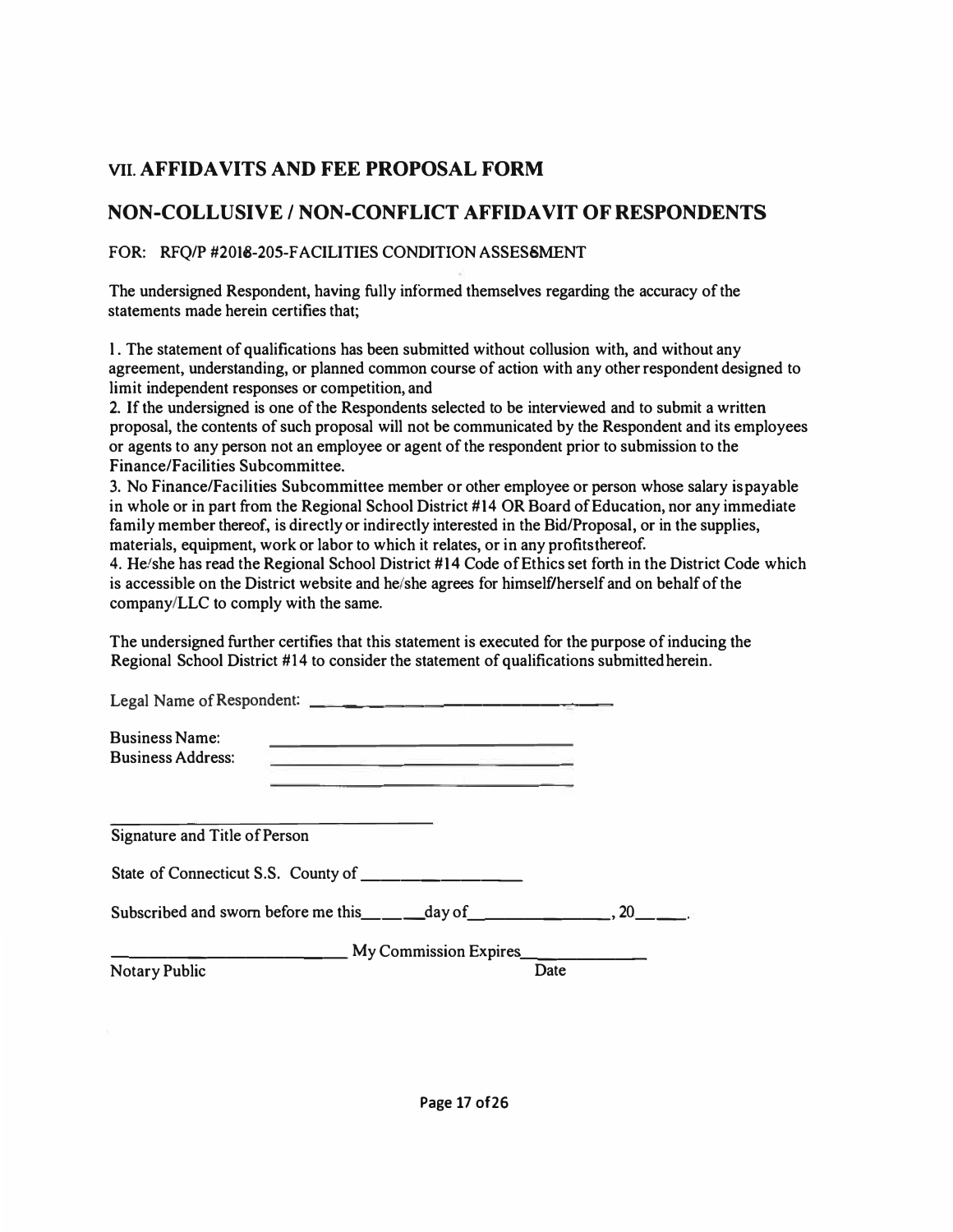## VII. AFFIDAVITS AND FEE PROPOSAL FORM

## NON-COLLUSIVE / NON-CONFLICT AFFIDAVIT OF RESPONDENTS

FOR: RFQ/P #2018-205-FACILITIES CONDITION ASSESSMENT

The undersigned Respondent, having fully informed themselves regarding the accuracy of the statements made herein certifies that;

1. The statement of qualifications has been submitted without collusion with, and without any agreement, understanding, or planned common course of action with any other respondent designed to limit independent responses or competition, and
2. If the undersigned is one of the Respondents selected to be interviewed and to submit a written proposal, the contents of such proposal will not be communicated by the Respondent and its employees or agents to any person not an employee or agent of the respondent prior to submission to the Finance/Facilities Subcommittee.
3. No Finance/Facilities Subcommittee member or other employee or person whose salary is payable in whole or in part from the Regional School District #14 OR Board of Education, nor any immediate family member thereof, is directly or indirectly interested in the Bid/Proposal, or in the supplies, materials, equipment, work or labor to which it relates, or in any profits thereof.
4. He/she has read the Regional School District #14 Code of Ethics set forth in the District Code which is accessible on the District website and he/she agrees for himself/herself and on behalf of the company/LLC to comply with the same.

The undersigned further certifies that this statement is executed for the purpose of inducing the Regional School District #14 to consider the statement of qualifications submitted herein.

Legal Name of Respondent: ______________________________

Business Name: ______________________________

Business Address: ______________________________

______________________________

______________________________

Signature and Title of Person

State of Connecticut S.S. County of ____________________

Subscribed and sworn before me this______day of________________, 20______.

______________________________ My Commission Expires______________

Notary Public Date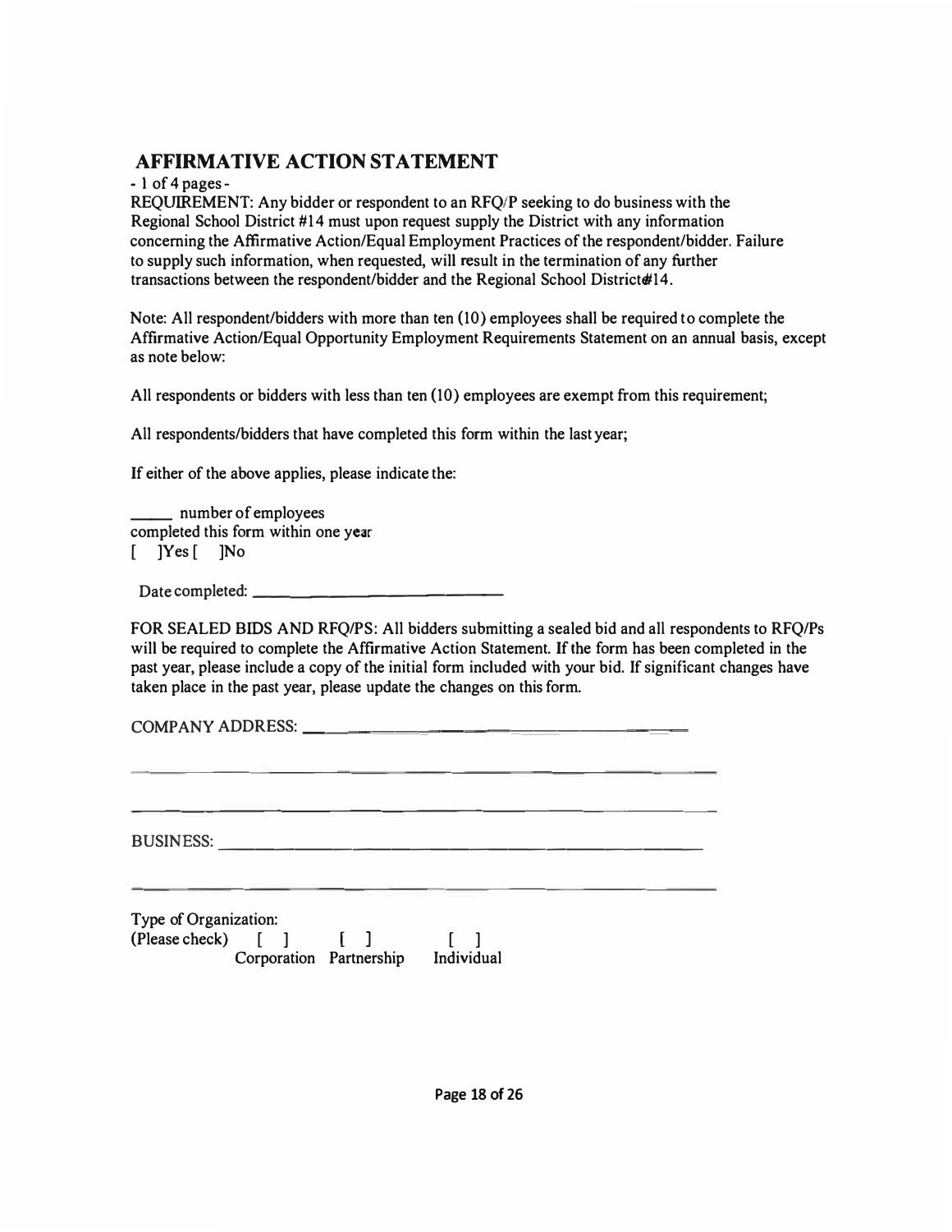## AFFIRMATIVE ACTION STATEMENT

- 1 of 4 pages -

REQUIREMENT: Any bidder or respondent to an RFQ/P seeking to do business with the Regional School District #14 must upon request supply the District with any information concerning the Affirmative Action/Equal Employment Practices of the respondent/bidder. Failure to supply such information, when requested, will result in the termination of any further transactions between the respondent/bidder and the Regional School District#14.

Note: All respondent/bidders with more than ten (10) employees shall be required to complete the Affirmative Action/Equal Opportunity Employment Requirements Statement on an annual basis, except as note below:

All respondents or bidders with less than ten (10) employees are exempt from this requirement;

All respondents/bidders that have completed this form within the last year;

If either of the above applies, please indicate the:

_____ number of employees
completed this form within one year
[ ]Yes [ ]No

Date completed: ___________________________

FOR SEALED BIDS AND RFQ/PS: All bidders submitting a sealed bid and all respondents to RFQ/Ps will be required to complete the Affirmative Action Statement. If the form has been completed in the past year, please include a copy of the initial form included with your bid. If significant changes have taken place in the past year, please update the changes on this form.

COMPANY ADDRESS: ___________________________________________

___________________________________________

___________________________________________

BUSINESS: ___________________________________________

___________________________________________

Type of Organization:
(Please check) [ ] Corporation [ ] Partnership [ ] Individual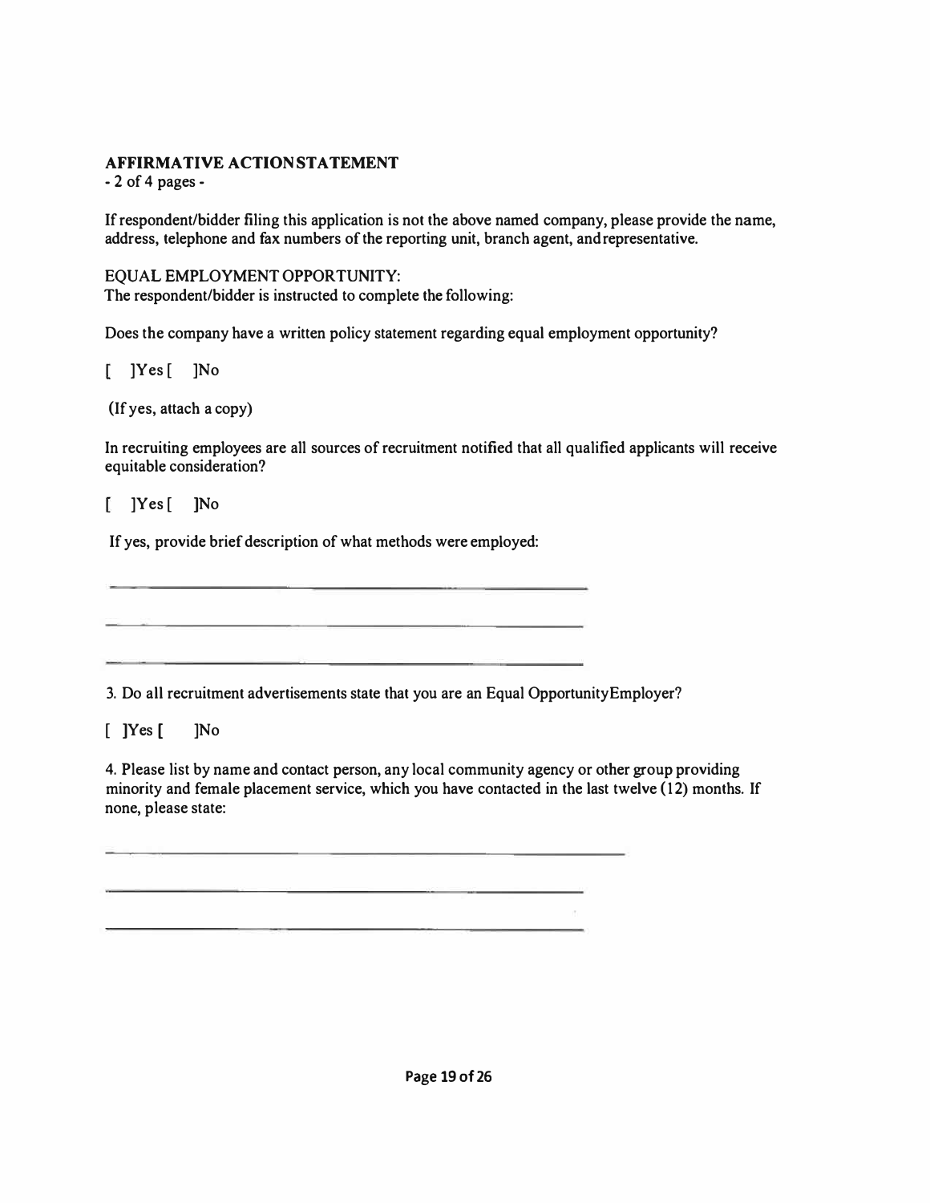**AFFIRMATIVE ACTION STATEMENT**
- 2 of 4 pages -

If respondent/bidder filing this application is not the above named company, please provide the name, address, telephone and fax numbers of the reporting unit, branch agent, and representative.

EQUAL EMPLOYMENT OPPORTUNITY:
The respondent/bidder is instructed to complete the following:

Does the company have a written policy statement regarding equal employment opportunity?

[ ]Yes [ ]No

(If yes, attach a copy)

In recruiting employees are all sources of recruitment notified that all qualified applicants will receive equitable consideration?

[ ]Yes [ ]No

If yes, provide brief description of what methods were employed:

______________________________________________

______________________________________________

______________________________________________

3. Do all recruitment advertisements state that you are an Equal Opportunity Employer?

[ ]Yes [ ]No

4. Please list by name and contact person, any local community agency or other group providing minority and female placement service, which you have contacted in the last twelve (12) months. If none, please state:

______________________________________________

______________________________________________

______________________________________________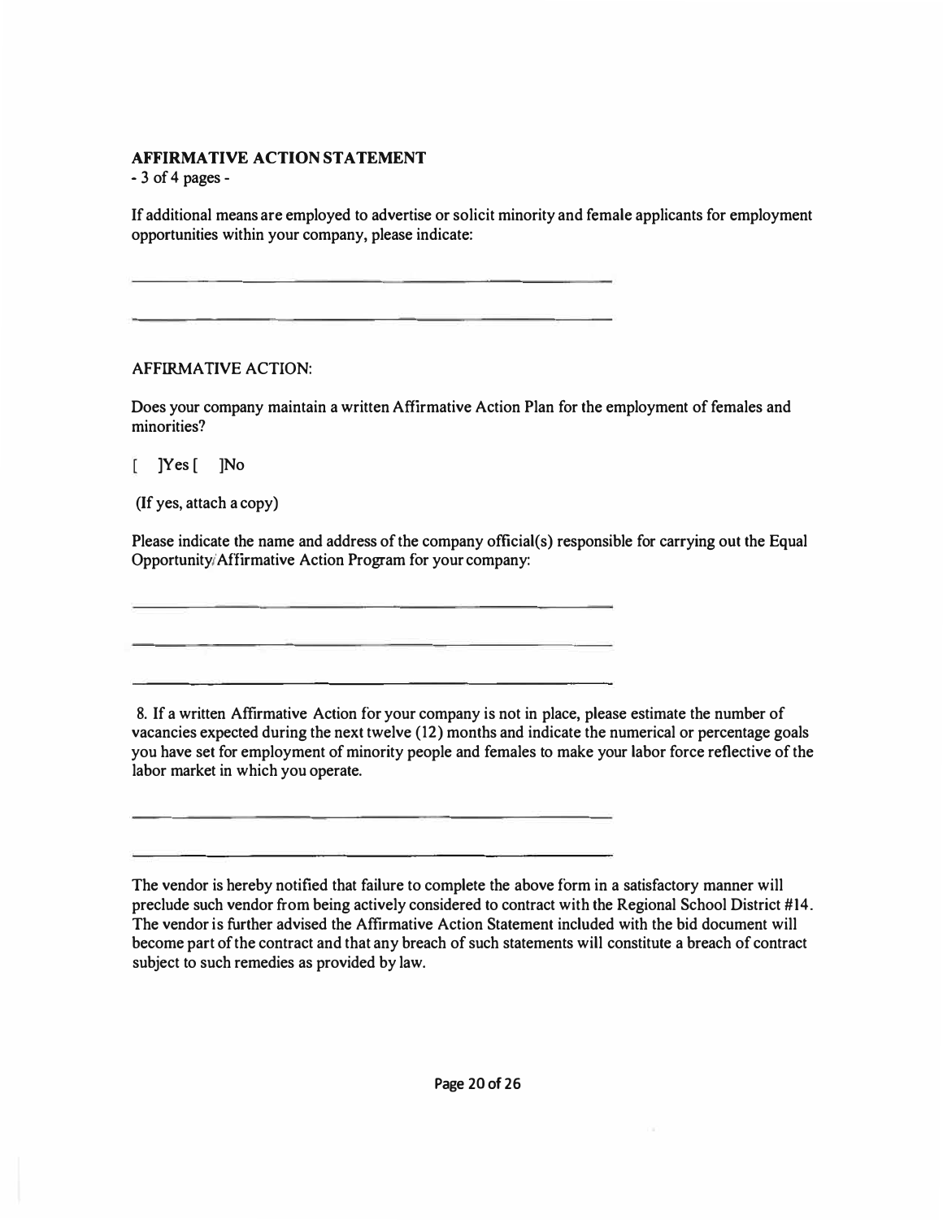**AFFIRMATIVE ACTION STATEMENT**

- 3 of 4 pages -

If additional means are employed to advertise or solicit minority and female applicants for employment opportunities within your company, please indicate:

______________________________________________

______________________________________________

AFFIRMATIVE ACTION:

Does your company maintain a written Affirmative Action Plan for the employment of females and minorities?

[ ]Yes [ ]No

(If yes, attach a copy)

Please indicate the name and address of the company official(s) responsible for carrying out the Equal Opportunity/Affirmative Action Program for your company:

______________________________________________

______________________________________________

______________________________________________

8. If a written Affirmative Action for your company is not in place, please estimate the number of vacancies expected during the next twelve (12) months and indicate the numerical or percentage goals you have set for employment of minority people and females to make your labor force reflective of the labor market in which you operate.

______________________________________________

______________________________________________

The vendor is hereby notified that failure to complete the above form in a satisfactory manner will preclude such vendor from being actively considered to contract with the Regional School District #14. The vendor is further advised the Affirmative Action Statement included with the bid document will become part of the contract and that any breach of such statements will constitute a breach of contract subject to such remedies as provided by law.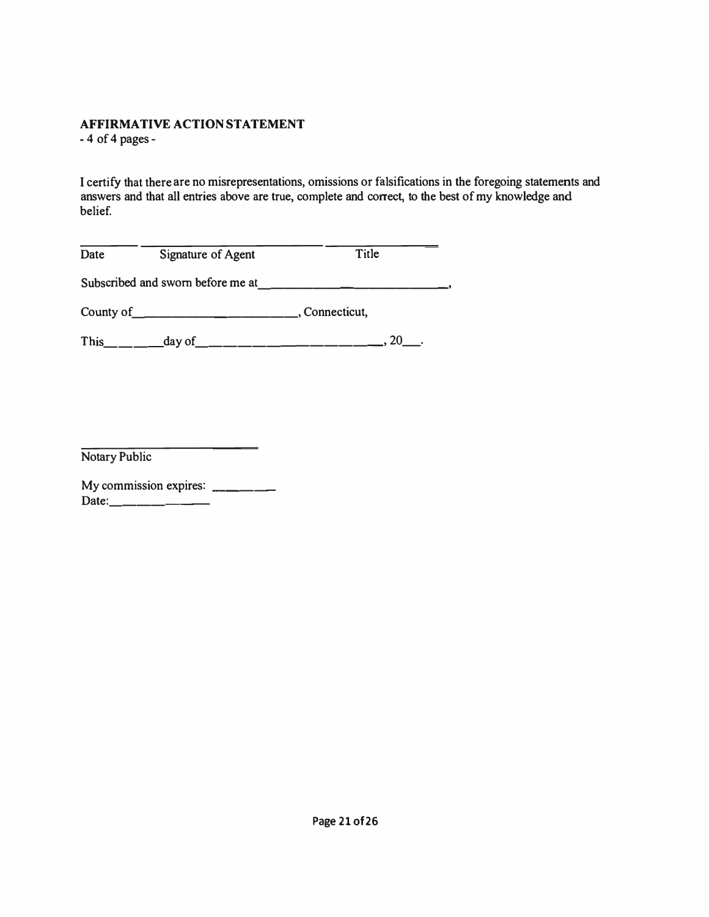**AFFIRMATIVE ACTION STATEMENT**
- 4 of 4 pages -

I certify that there are no misrepresentations, omissions or falsifications in the foregoing statements and answers and that all entries above are true, complete and correct, to the best of my knowledge and belief.

\_\_\_\_\_\_\_\_ \_\_\_\_\_\_\_\_\_\_\_\_\_\_\_\_\_\_\_\_\_\_\_\_\_\_\_ \_\_\_\_\_\_\_\_\_\_\_\_\_\_\_\_\_
Date Signature of Agent Title

Subscribed and sworn before me at\_\_\_\_\_\_\_\_\_\_\_\_\_\_\_\_\_\_\_\_\_\_\_\_\_\_\_\_\_\_,

County of\_\_\_\_\_\_\_\_\_\_\_\_\_\_\_\_\_\_\_\_\_\_\_\_\_, Connecticut,

This\_\_\_\_\_\_\_\_day of\_\_\_\_\_\_\_\_\_\_\_\_\_\_\_\_\_\_\_\_\_\_\_\_\_\_\_, 20\_\_\_.

\_\_\_\_\_\_\_\_\_\_\_\_\_\_\_\_\_\_\_\_\_\_\_\_\_\_\_
Notary Public

My commission expires: \_\_\_\_\_\_\_\_\_
Date:\_\_\_\_\_\_\_\_\_\_\_\_\_\_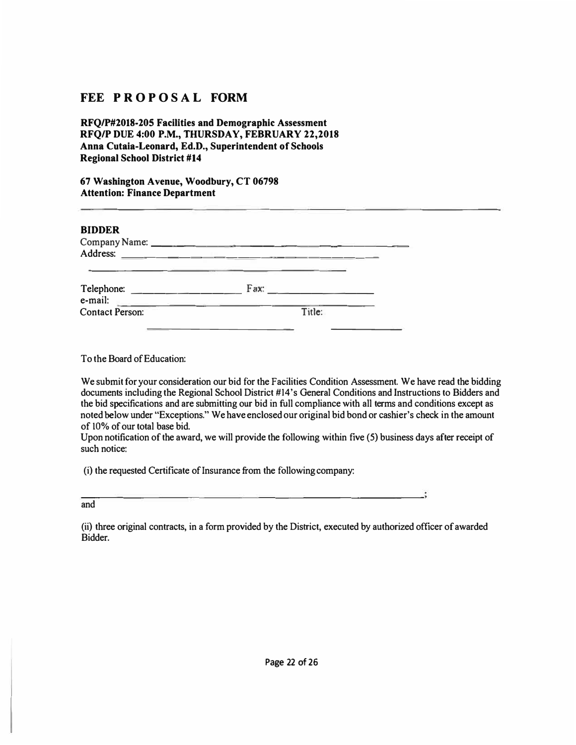# FEE PROPOSAL FORM

**RFQ/P#2018-205 Facilities and Demographic Assessment**
**RFQ/P DUE 4:00 P.M., THURSDAY, FEBRUARY 22,2018**
**Anna Cutaia-Leonard, Ed.D., Superintendent of Schools**
**Regional School District #14**

**67 Washington Avenue, Woodbury, CT 06798**
**Attention: Finance Department**

---

**BIDDER**

Company Name: ______________________________________________

Address: ___________________________________________________

___________________________________________________________

Telephone: ____________________ Fax: ____________________

e-mail: ____________________________________________________

Contact Person: ____________________________ Title: ______________

To the Board of Education:

We submit for your consideration our bid for the Facilities Condition Assessment. We have read the bidding documents including the Regional School District #14's General Conditions and Instructions to Bidders and the bid specifications and are submitting our bid in full compliance with all terms and conditions except as noted below under "Exceptions." We have enclosed our original bid bond or cashier's check in the amount of 10% of our total base bid.

Upon notification of the award, we will provide the following within five (5) business days after receipt of such notice:

(i) the requested Certificate of Insurance from the following company:

___________________________________________________________;

and

(ii) three original contracts, in a form provided by the District, executed by authorized officer of awarded Bidder.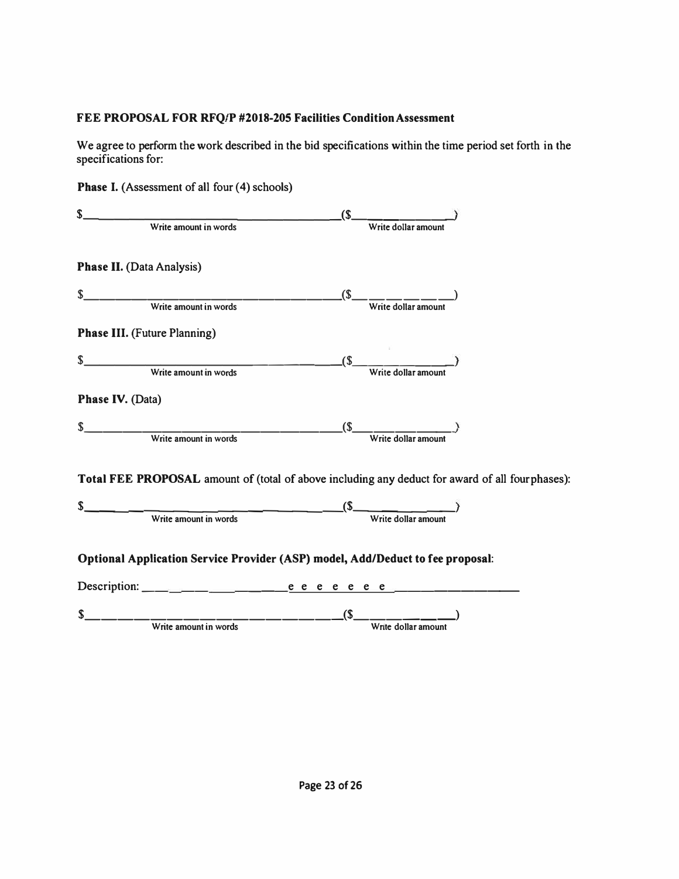**FEE PROPOSAL FOR RFQ/P #2018-205 Facilities Condition Assessment**

We agree to perform the work described in the bid specifications within the time period set forth in the specifications for:

**Phase I.** (Assessment of all four (4) schools)

$\_\_\_\_\_\_\_\_\_\_\_\_\_\_\_\_\_\_\_\_\_\_\_\_\_\_\_\_\_\_\_\_\_\_\_\_ (\$\_\_\_\_\_\_\_\_\_\_\_\_\_\_)
Write amount in words — Write dollar amount

**Phase II.** (Data Analysis)

$\_\_\_\_\_\_\_\_\_\_\_\_\_\_\_\_\_\_\_\_\_\_\_\_\_\_\_\_\_\_\_\_\_\_\_\_ (\$\_\_\_\_\_\_\_\_\_\_\_\_\_\_)
Write amount in words — Write dollar amount

**Phase III.** (Future Planning)

$\_\_\_\_\_\_\_\_\_\_\_\_\_\_\_\_\_\_\_\_\_\_\_\_\_\_\_\_\_\_\_\_\_\_\_\_ (\$\_\_\_\_\_\_\_\_\_\_\_\_\_\_)
Write amount in words — Write dollar amount

**Phase IV.** (Data)

$\_\_\_\_\_\_\_\_\_\_\_\_\_\_\_\_\_\_\_\_\_\_\_\_\_\_\_\_\_\_\_\_\_\_\_\_ (\$\_\_\_\_\_\_\_\_\_\_\_\_\_\_)
Write amount in words — Write dollar amount

**Total FEE PROPOSAL** amount of (total of above including any deduct for award of all four phases):

$\_\_\_\_\_\_\_\_\_\_\_\_\_\_\_\_\_\_\_\_\_\_\_\_\_\_\_\_\_\_\_\_\_\_\_\_ (\$\_\_\_\_\_\_\_\_\_\_\_\_\_\_)
Write amount in words — Write dollar amount

**Optional Application Service Provider (ASP) model, Add/Deduct to fee proposal:**

Description: \_\_\_\_\_\_\_\_\_\_\_\_\_\_\_\_\_\_\_\_\_\_\_\_\_\_\_\_\_\_\_\_\_\_\_\_\_\_\_\_\_\_\_\_\_\_\_\_\_\_\_\_\_\_\_\_

$\_\_\_\_\_\_\_\_\_\_\_\_\_\_\_\_\_\_\_\_\_\_\_\_\_\_\_\_\_\_\_\_\_\_\_\_ (\$\_\_\_\_\_\_\_\_\_\_\_\_\_\_)
Write amount in words — Write dollar amount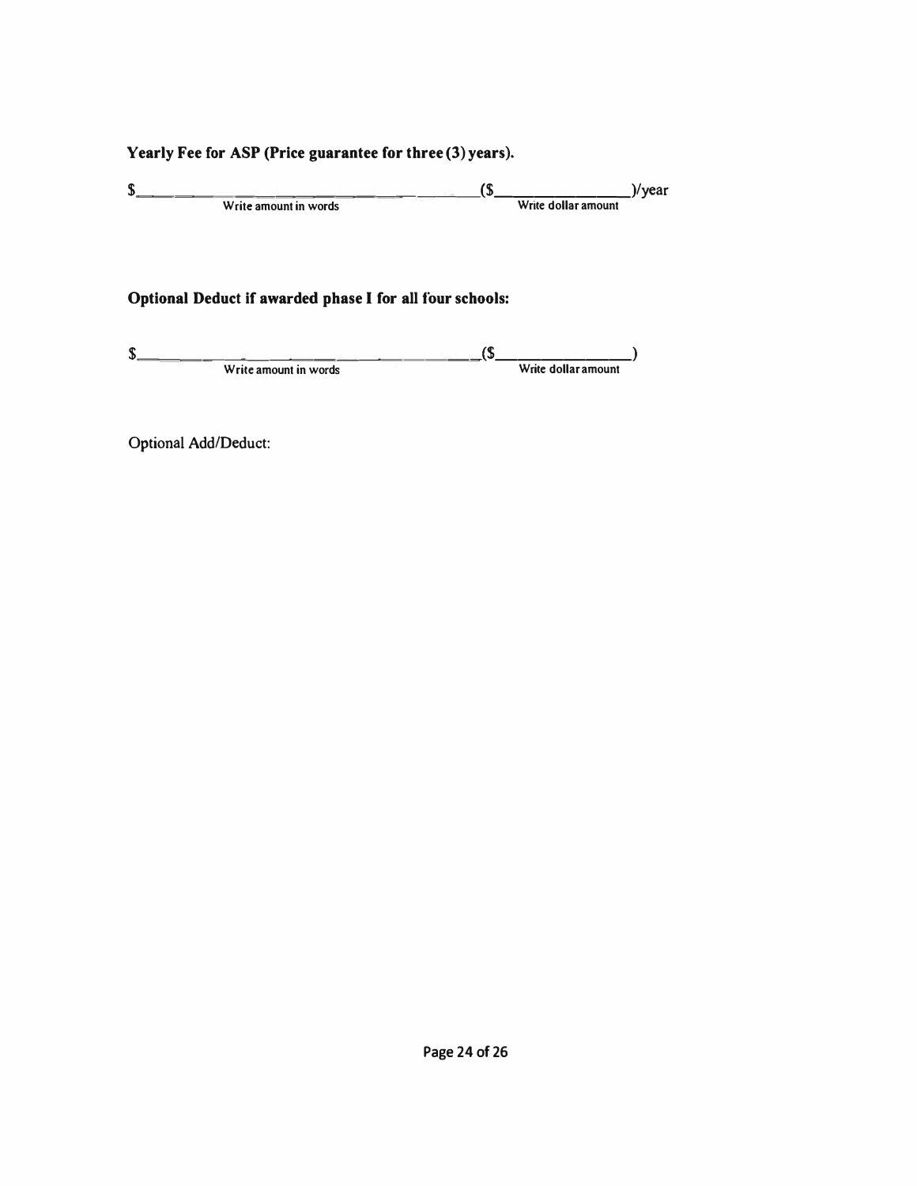**Yearly Fee for ASP (Price guarantee for three (3) years).**

$_________________________________ ($______________)/year

Write amount in words — Write dollar amount

**Optional Deduct if awarded phase I for all four schools:**

$_________________________________ ($______________)

Write amount in words — Write dollar amount

Optional Add/Deduct: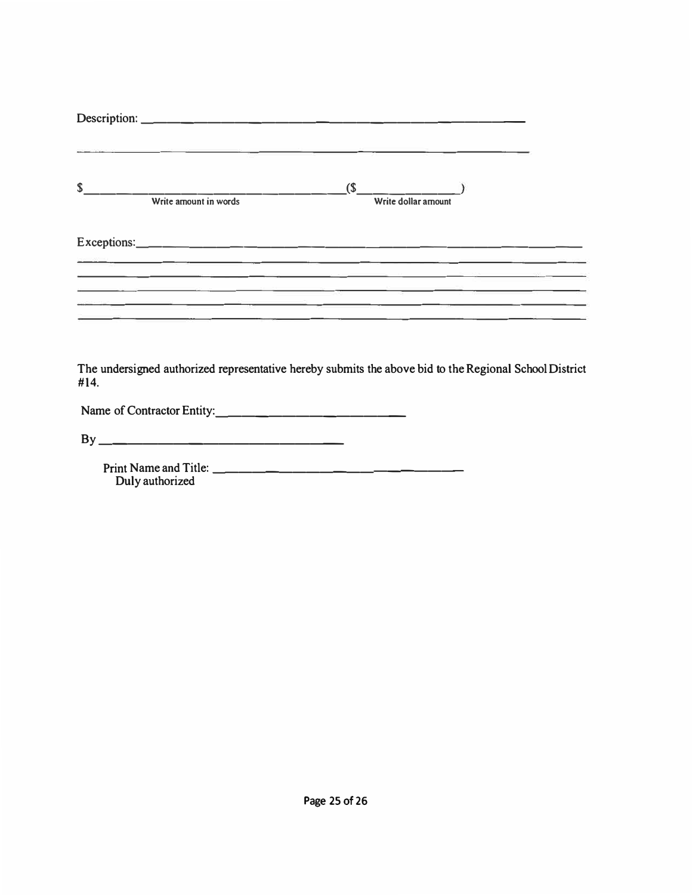Description: ___________________________________________________________

___________________________________________________________

$ _________________________________ ($ ______________)
Write amount in words — Write dollar amount

Exceptions: ___________________________________________________________

___________________________________________________________

___________________________________________________________

___________________________________________________________

___________________________________________________________

___________________________________________________________

The undersigned authorized representative hereby submits the above bid to the Regional School District #14.

Name of Contractor Entity: ______________________________

By ______________________________

Print Name and Title: ______________________________
Duly authorized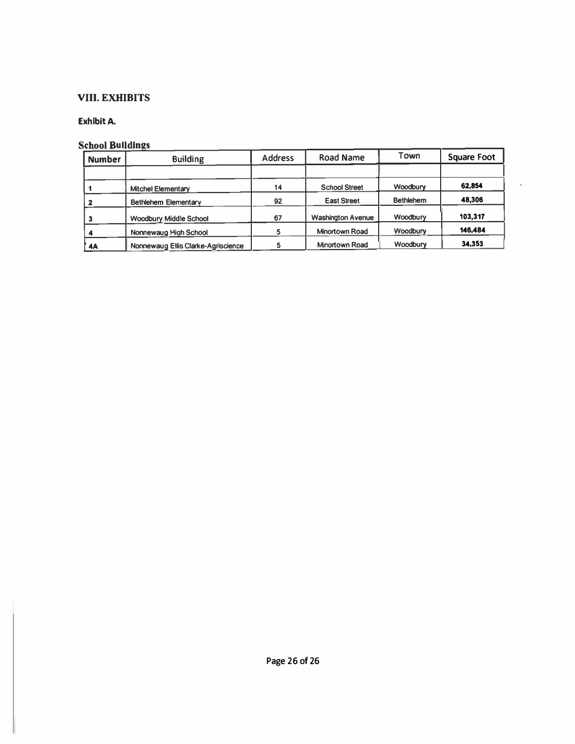## VIII. EXHIBITS

**Exhibit A.**

### School Buildings

| Number | Building | Address | Road Name | Town | Square Foot |
|---|---|---|---|---|---|
| | | | | | |
| 1 | Mitchel Elementary | 14 | School Street | Woodbury | **62,854** |
| 2 | Bethlehem Elementary | 92 | East Street | Bethlehem | **48,306** |
| 3 | Woodbury Middle School | 67 | Washington Avenue | Woodbury | **103,317** |
| 4 | Nonnewaug High School | 5 | Minortown Road | Woodbury | **146,484** |
| 4A | Nonnewaug Ellis Clarke-Agriscience | 5 | Minortown Road | Woodbury | **34,353** |